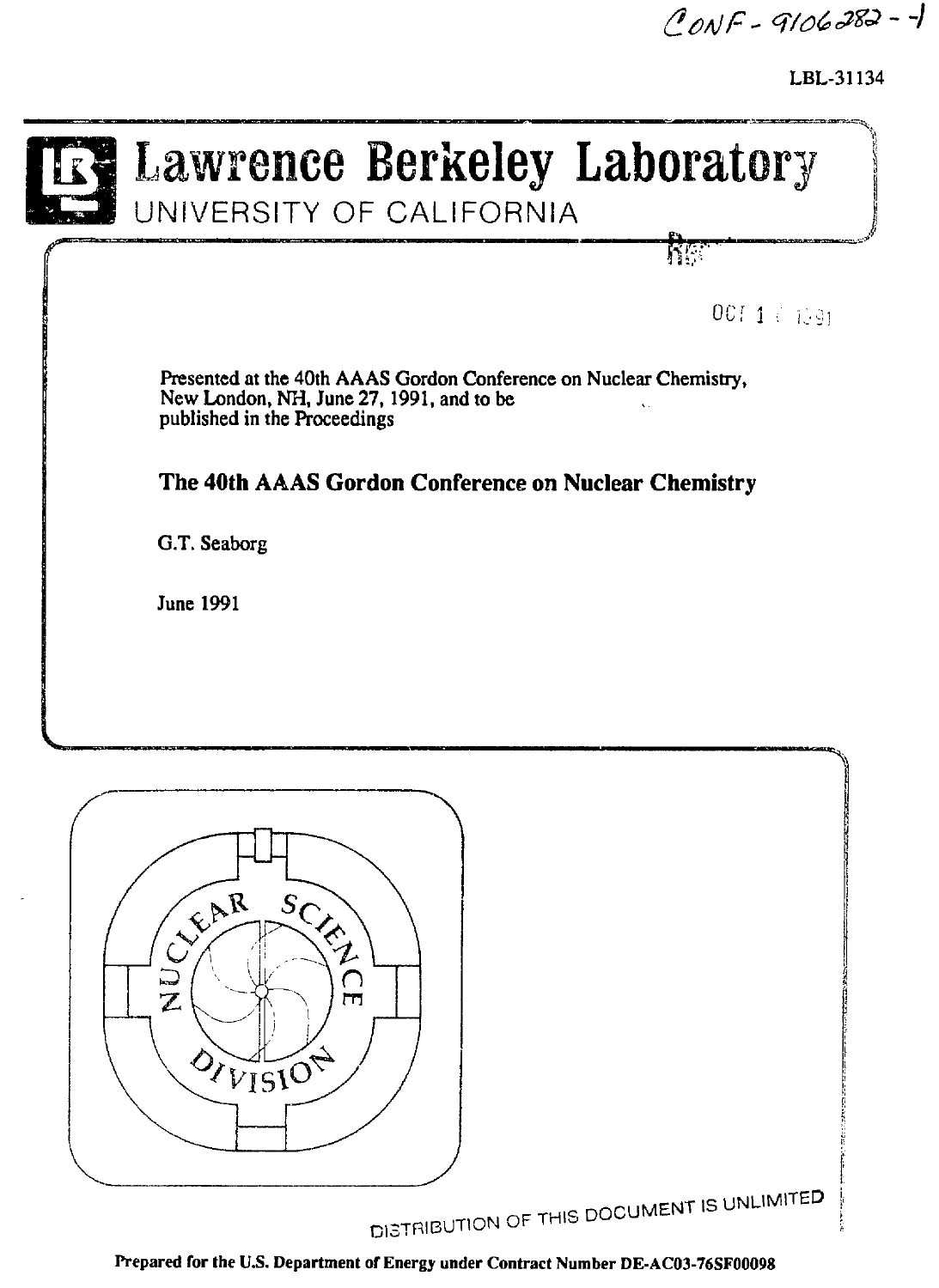CONF-9106282--1

LBL-31134

# Lawrence Berkeley Laboratory

UNIVERSITY OF CALIFORNIA

OCT 1 1991

Presented at the 40th AAAS Gordon Conference on Nuclear Chemistry, New London, NH, June 27, 1991, and to be published in the Proceedings

## The 40th AAAS Gordon Conference on Nuclear Chemistry

G.T. Seaborg

June 1991

NUCLEAR SCIENCE DIVISION

DISTRIBUTION OF THIS DOCUMENT IS UNLIMITED

**Prepared for the U.S. Department of Energy under Contract Number DE-AC03-76SF00098**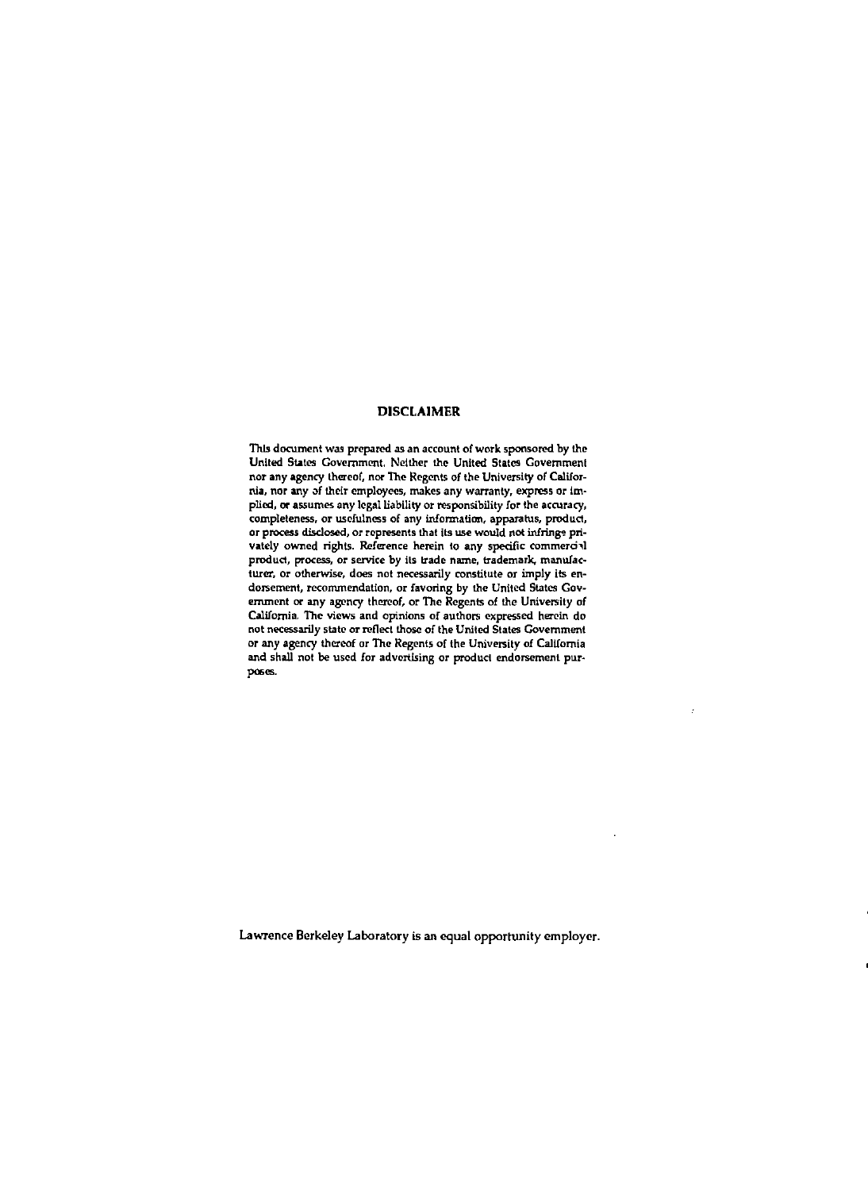## DISCLAIMER

This document was prepared as an account of work sponsored by the United States Government. Neither the United States Government nor any agency thereof, nor The Regents of the University of California, nor any of their employees, makes any warranty, express or implied, or assumes any legal liability or responsibility for the accuracy, completeness, or usefulness of any information, apparatus, product, or process disclosed, or represents that its use would not infringe privately owned rights. Reference herein to any specific commercial product, process, or service by its trade name, trademark, manufacturer, or otherwise, does not necessarily constitute or imply its endorsement, recommendation, or favoring by the United States Government or any agency thereof, or The Regents of the University of California. The views and opinions of authors expressed herein do not necessarily state or reflect those of the United States Government or any agency thereof or The Regents of the University of California and shall not be used for advertising or product endorsement purposes.

Lawrence Berkeley Laboratory is an equal opportunity employer.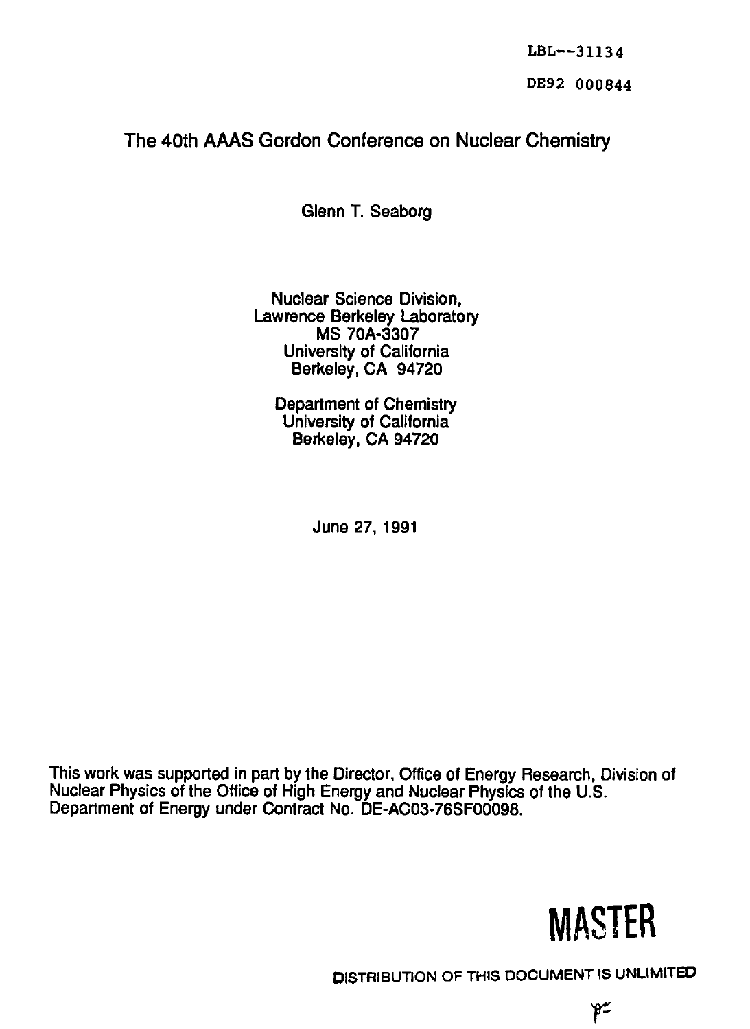LBL--31134

DE92 000844

# The 40th AAAS Gordon Conference on Nuclear Chemistry

Glenn T. Seaborg

Nuclear Science Division,
Lawrence Berkeley Laboratory
MS 70A-3307
University of California
Berkeley, CA 94720

Department of Chemistry
University of California
Berkeley, CA 94720

June 27, 1991

This work was supported in part by the Director, Office of Energy Research, Division of Nuclear Physics of the Office of High Energy and Nuclear Physics of the U.S. Department of Energy under Contract No. DE-AC03-76SF00098.

**MASTER**

DISTRIBUTION OF THIS DOCUMENT IS UNLIMITED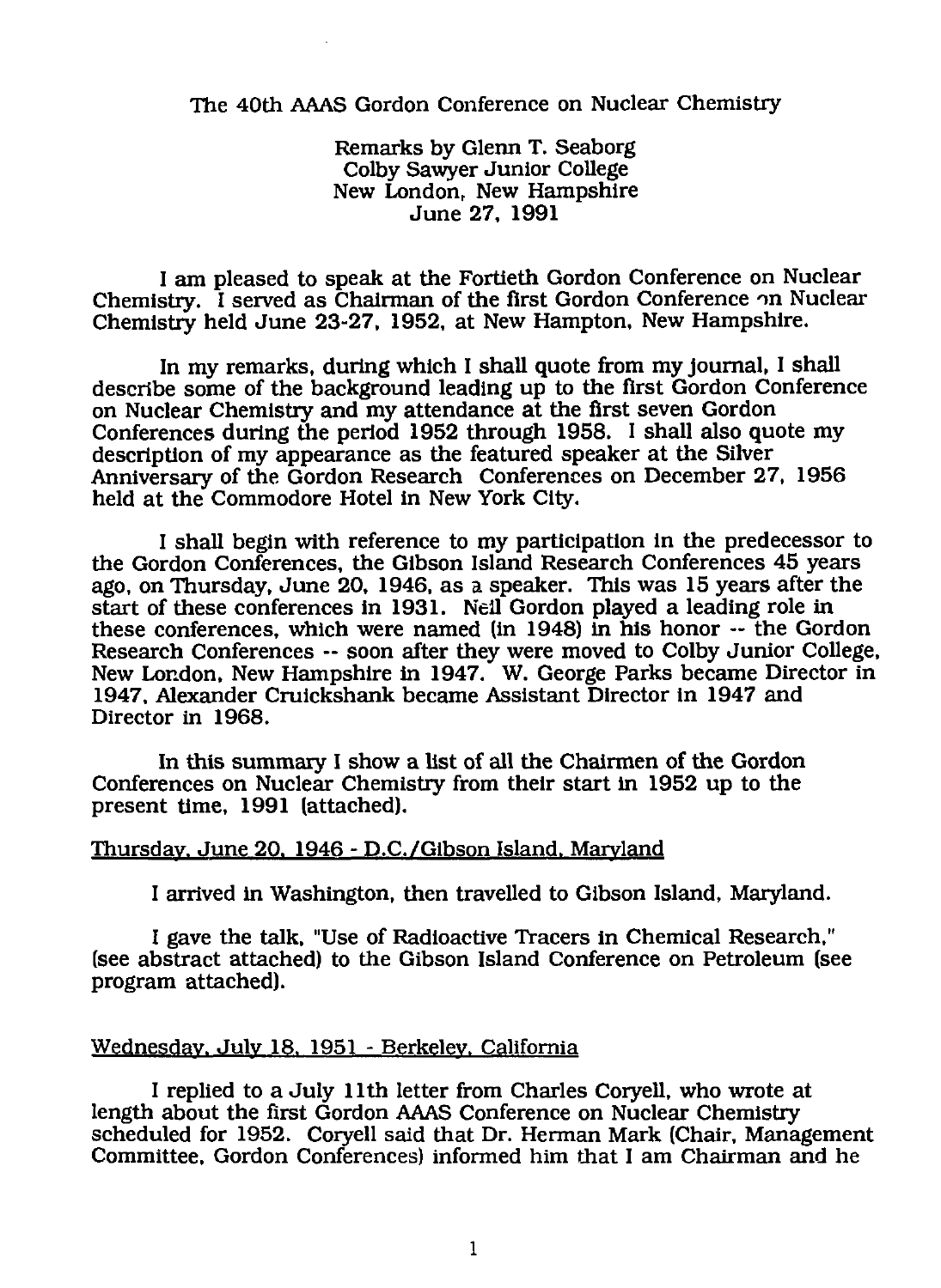The 40th AAAS Gordon Conference on Nuclear Chemistry

Remarks by Glenn T. Seaborg
Colby Sawyer Junior College
New London, New Hampshire
June 27, 1991

I am pleased to speak at the Fortieth Gordon Conference on Nuclear Chemistry. I served as Chairman of the first Gordon Conference on Nuclear Chemistry held June 23-27, 1952, at New Hampton, New Hampshire.

In my remarks, during which I shall quote from my journal, I shall describe some of the background leading up to the first Gordon Conference on Nuclear Chemistry and my attendance at the first seven Gordon Conferences during the period 1952 through 1958. I shall also quote my description of my appearance as the featured speaker at the Silver Anniversary of the Gordon Research Conferences on December 27, 1956 held at the Commodore Hotel in New York City.

I shall begin with reference to my participation in the predecessor to the Gordon Conferences, the Gibson Island Research Conferences 45 years ago, on Thursday, June 20, 1946, as a speaker. This was 15 years after the start of these conferences in 1931. Neil Gordon played a leading role in these conferences, which were named (in 1948) in his honor -- the Gordon Research Conferences -- soon after they were moved to Colby Junior College, New London, New Hampshire in 1947. W. George Parks became Director in 1947, Alexander Cruickshank became Assistant Director in 1947 and Director in 1968.

In this summary I show a list of all the Chairmen of the Gordon Conferences on Nuclear Chemistry from their start in 1952 up to the present time, 1991 (attached).

Thursday, June 20, 1946 - D.C./Gibson Island, Maryland

I arrived in Washington, then travelled to Gibson Island, Maryland.

I gave the talk, "Use of Radioactive Tracers in Chemical Research," (see abstract attached) to the Gibson Island Conference on Petroleum (see program attached).

Wednesday, July 18, 1951 - Berkeley, California

I replied to a July 11th letter from Charles Coryell, who wrote at length about the first Gordon AAAS Conference on Nuclear Chemistry scheduled for 1952. Coryell said that Dr. Herman Mark (Chair, Management Committee, Gordon Conferences) informed him that I am Chairman and he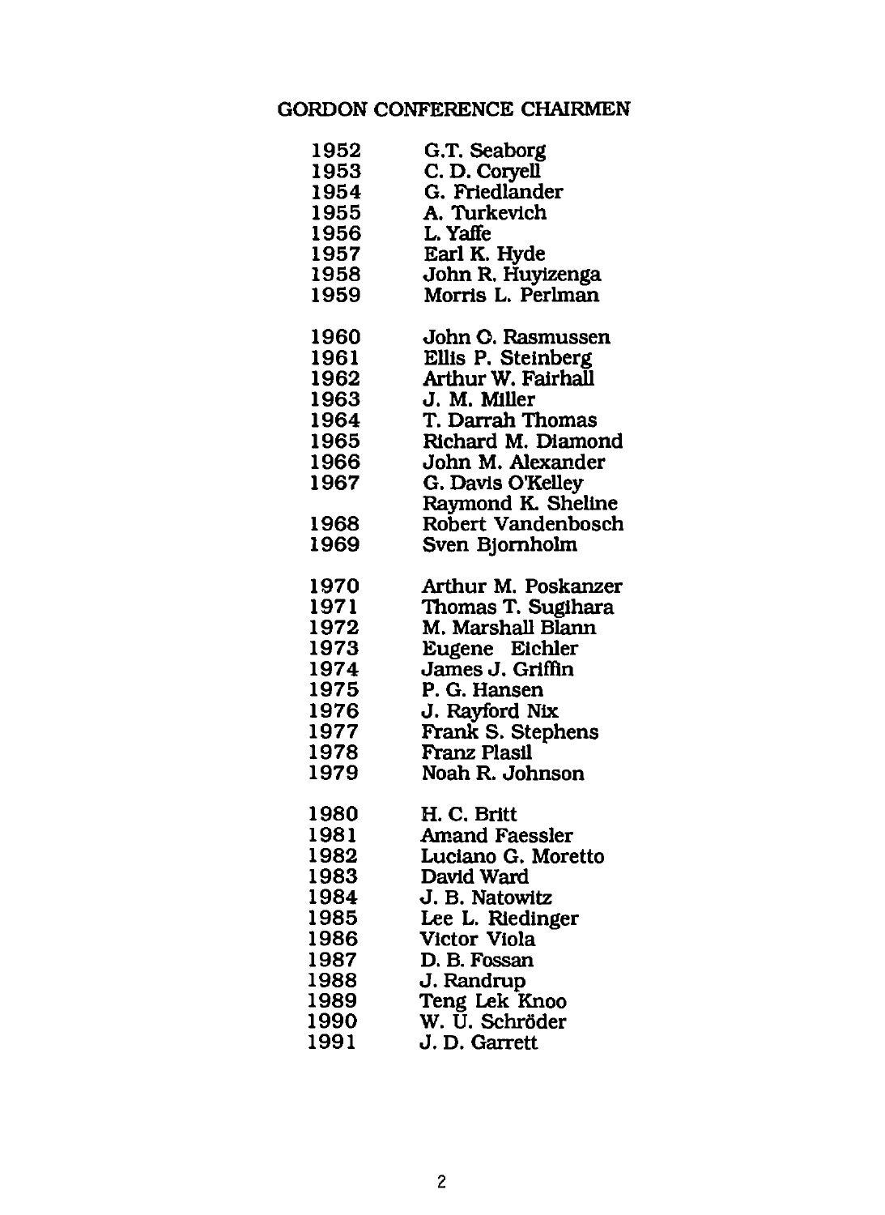# GORDON CONFERENCE CHAIRMEN

| | |
|---|---|
| 1952 | G.T. Seaborg |
| 1953 | C. D. Coryell |
| 1954 | G. Friedlander |
| 1955 | A. Turkevich |
| 1956 | L. Yaffe |
| 1957 | Earl K. Hyde |
| 1958 | John R. Huyizenga |
| 1959 | Morris L. Perlman |
| 1960 | John O. Rasmussen |
| 1961 | Ellis P. Steinberg |
| 1962 | Arthur W. Fairhall |
| 1963 | J. M. Miller |
| 1964 | T. Darrah Thomas |
| 1965 | Richard M. Diamond |
| 1966 | John M. Alexander |
| 1967 | G. Davis O'Kelley<br>Raymond K. Sheline |
| 1968 | Robert Vandenbosch |
| 1969 | Sven Bjornholm |
| 1970 | Arthur M. Poskanzer |
| 1971 | Thomas T. Sugihara |
| 1972 | M. Marshall Blann |
| 1973 | Eugene Eichler |
| 1974 | James J. Griffin |
| 1975 | P. G. Hansen |
| 1976 | J. Rayford Nix |
| 1977 | Frank S. Stephens |
| 1978 | Franz Plasil |
| 1979 | Noah R. Johnson |
| 1980 | H. C. Britt |
| 1981 | Amand Faessler |
| 1982 | Luciano G. Moretto |
| 1983 | David Ward |
| 1984 | J. B. Natowitz |
| 1985 | Lee L. Riedinger |
| 1986 | Victor Viola |
| 1987 | D. B. Fossan |
| 1988 | J. Randrup |
| 1989 | Teng Lek Knoo |
| 1990 | W. U. Schröder |
| 1991 | J. D. Garrett |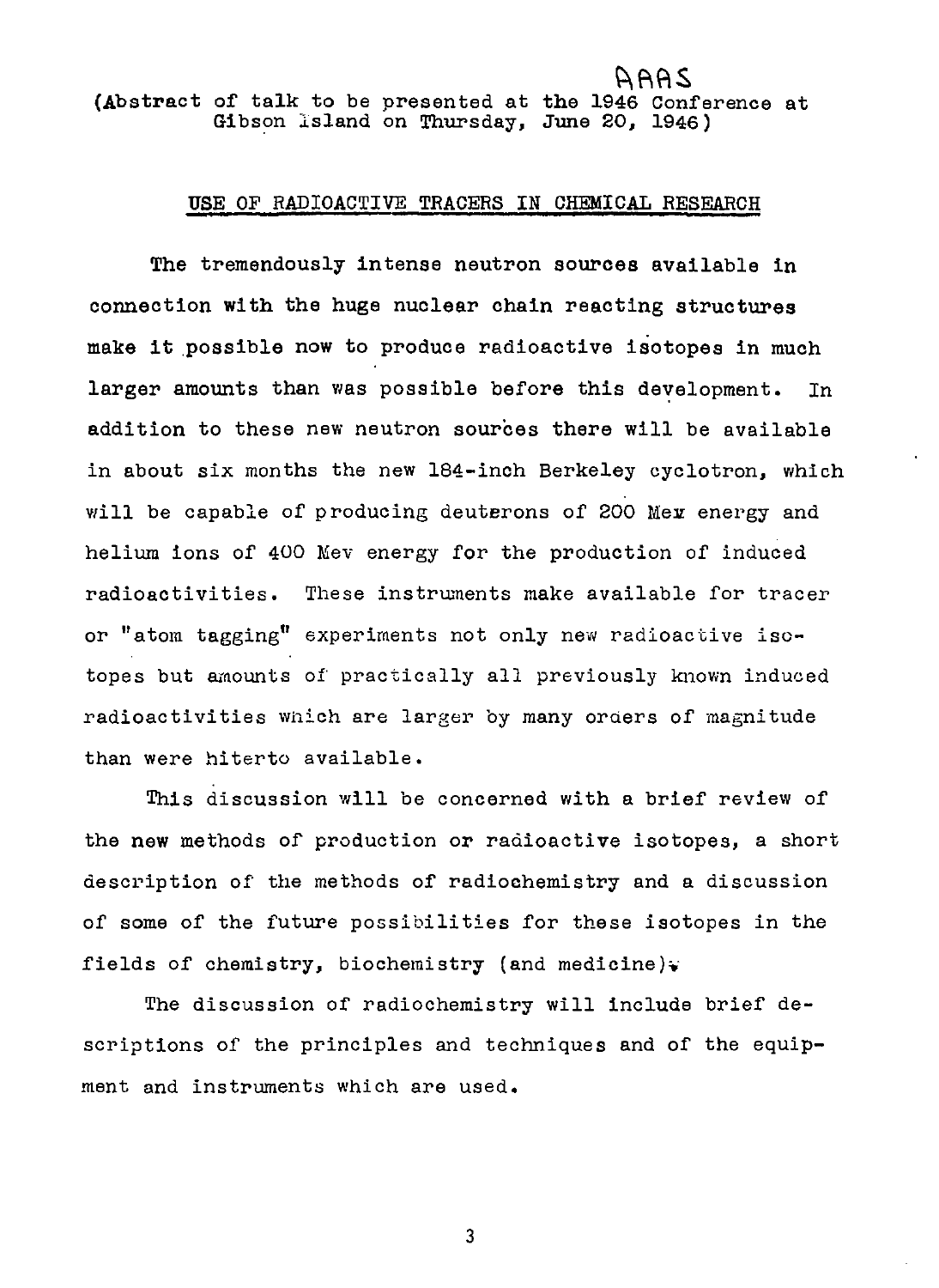AAAS

(Abstract of talk to be presented at the 1946 Conference at Gibson Island on Thursday, June 20, 1946)

## USE OF RADIOACTIVE TRACERS IN CHEMICAL RESEARCH

The tremendously intense neutron sources available in connection with the huge nuclear chain reacting structures make it possible now to produce radioactive isotopes in much larger amounts than was possible before this development. In addition to these new neutron sources there will be available in about six months the new 184-inch Berkeley cyclotron, which will be capable of producing deuterons of 200 Mev energy and helium ions of 400 Mev energy for the production of induced radioactivities. These instruments make available for tracer or "atom tagging" experiments not only new radioactive isotopes but amounts of practically all previously known induced radioactivities which are larger by many orders of magnitude than were hiterto available.

This discussion will be concerned with a brief review of the new methods of production or radioactive isotopes, a short description of the methods of radiochemistry and a discussion of some of the future possibilities for these isotopes in the fields of chemistry, biochemistry (and medicine).

The discussion of radiochemistry will include brief descriptions of the principles and techniques and of the equipment and instruments which are used.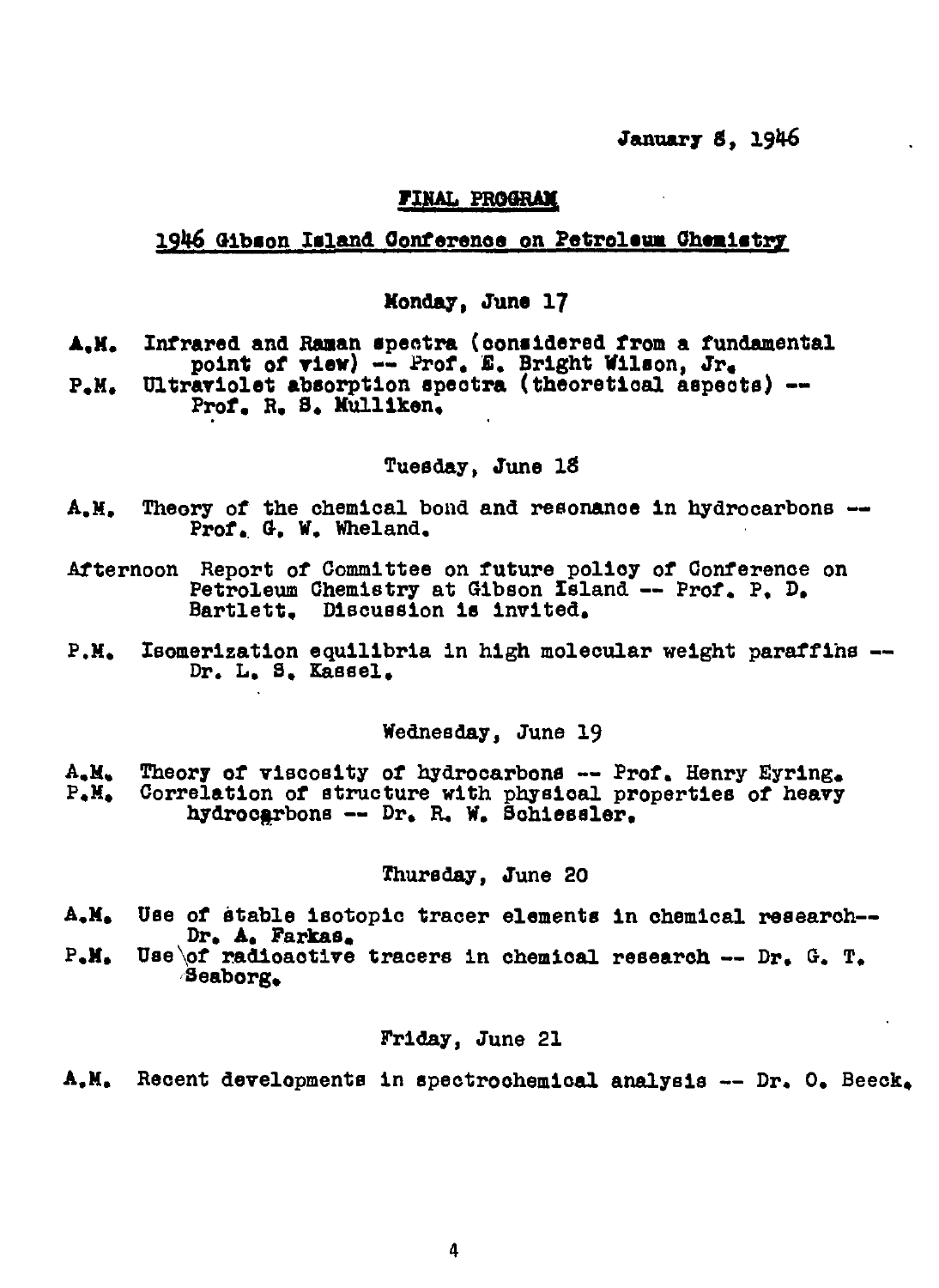January 8, 1946

## FINAL PROGRAM

### 1946 Gibson Island Conference on Petroleum Chemistry

**Monday, June 17**

A.M. Infrared and Raman spectra (considered from a fundamental point of view) -- Prof. E. Bright Wilson, Jr.

P.M. Ultraviolet absorption spectra (theoretical aspects) -- Prof. R. S. Mulliken.

**Tuesday, June 18**

A.M. Theory of the chemical bond and resonance in hydrocarbons -- Prof. G. W. Wheland.

Afternoon Report of Committee on future policy of Conference on Petroleum Chemistry at Gibson Island -- Prof. P. D. Bartlett. Discussion is invited.

P.M. Isomerization equilibria in high molecular weight paraffins -- Dr. L. S. Kassel.

**Wednesday, June 19**

A.M. Theory of viscosity of hydrocarbons -- Prof. Henry Eyring.

P.M. Correlation of structure with physical properties of heavy hydrocarbons -- Dr. R. W. Schiessler.

**Thursday, June 20**

A.M. Use of stable isotopic tracer elements in chemical research-- Dr. A. Farkas.

P.M. Use of radioactive tracers in chemical research -- Dr. G. T. Seaborg.

**Friday, June 21**

A.M. Recent developments in spectrochemical analysis -- Dr. O. Beeck.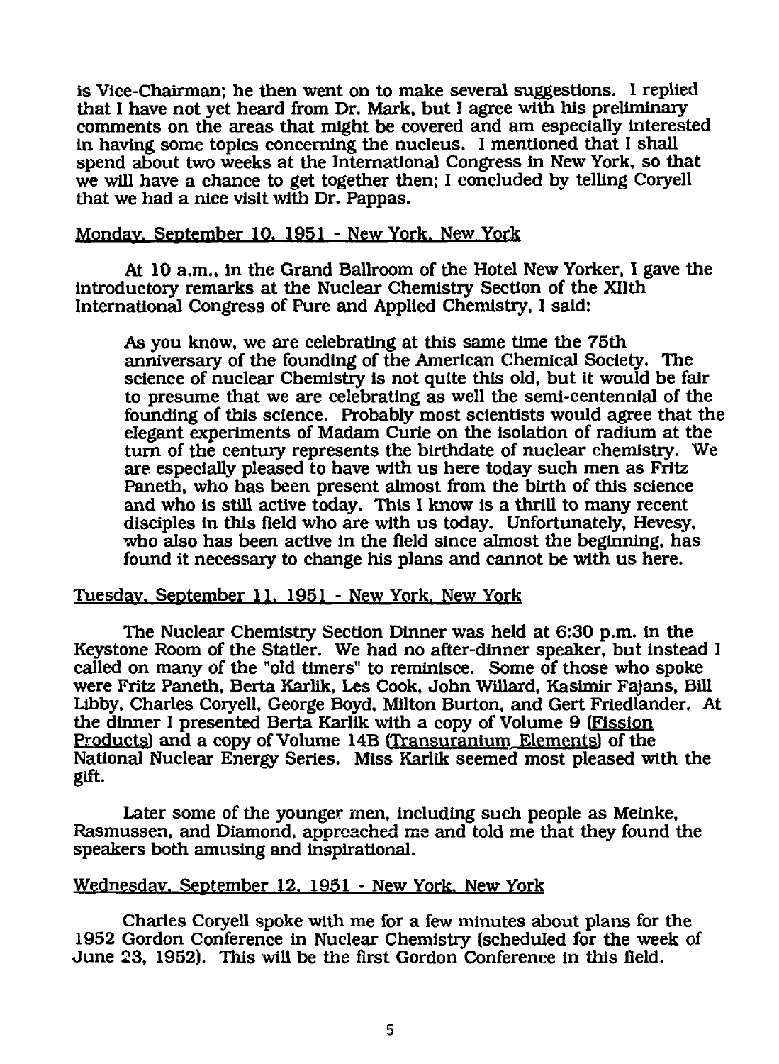is Vice-Chairman; he then went on to make several suggestions. I replied that I have not yet heard from Dr. Mark, but I agree with his preliminary comments on the areas that might be covered and am especially interested in having some topics concerning the nucleus. I mentioned that I shall spend about two weeks at the International Congress in New York, so that we will have a chance to get together then; I concluded by telling Coryell that we had a nice visit with Dr. Pappas.

Monday, September 10, 1951 - New York, New York

At 10 a.m., in the Grand Ballroom of the Hotel New Yorker, I gave the introductory remarks at the Nuclear Chemistry Section of the XIIth International Congress of Pure and Applied Chemistry. I said:

> As you know, we are celebrating at this same time the 75th anniversary of the founding of the American Chemical Society. The science of nuclear Chemistry is not quite this old, but it would be fair to presume that we are celebrating as well the semi-centennial of the founding of this science. Probably most scientists would agree that the elegant experiments of Madam Curie on the isolation of radium at the turn of the century represents the birthdate of nuclear chemistry. We are especially pleased to have with us here today such men as Fritz Paneth, who has been present almost from the birth of this science and who is still active today. This I know is a thrill to many recent disciples in this field who are with us today. Unfortunately, Hevesy, who also has been active in the field since almost the beginning, has found it necessary to change his plans and cannot be with us here.

Tuesday, September 11, 1951 - New York, New York

The Nuclear Chemistry Section Dinner was held at 6:30 p.m. in the Keystone Room of the Statler. We had no after-dinner speaker, but instead I called on many of the "old timers" to reminisce. Some of those who spoke were Fritz Paneth, Berta Karlik, Les Cook, John Willard, Kasimir Fajans, Bill Libby, Charles Coryell, George Boyd, Milton Burton, and Gert Friedlander. At the dinner I presented Berta Karlik with a copy of Volume 9 (Fission Products) and a copy of Volume 14B (Transuranium Elements) of the National Nuclear Energy Series. Miss Karlik seemed most pleased with the gift.

Later some of the younger men, including such people as Meinke, Rasmussen, and Diamond, approached me and told me that they found the speakers both amusing and inspirational.

Wednesday, September 12, 1951 - New York, New York

Charles Coryell spoke with me for a few minutes about plans for the 1952 Gordon Conference in Nuclear Chemistry (scheduled for the week of June 23, 1952). This will be the first Gordon Conference in this field.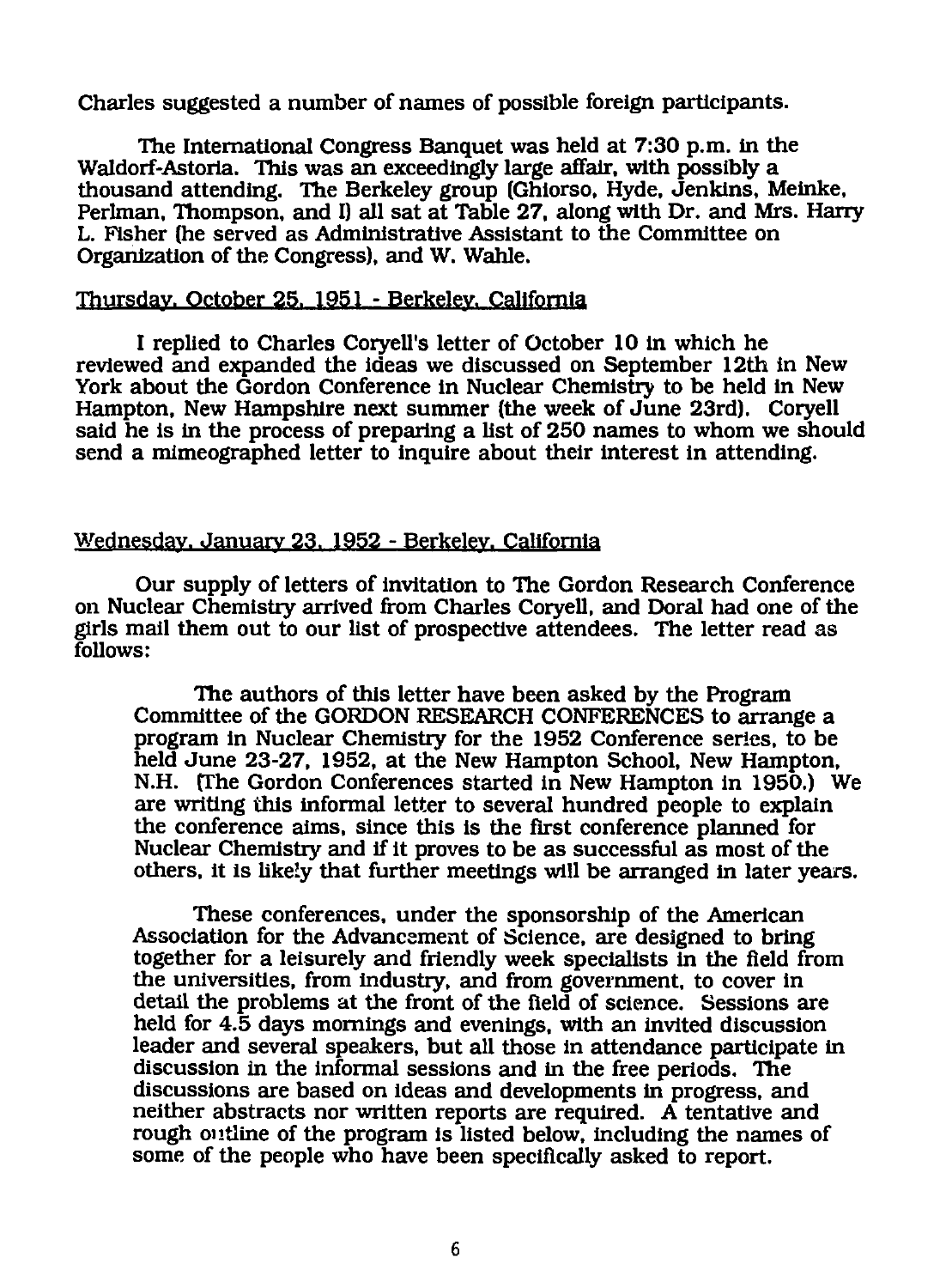Charles suggested a number of names of possible foreign participants.

The International Congress Banquet was held at 7:30 p.m. in the Waldorf-Astoria. This was an exceedingly large affair, with possibly a thousand attending. The Berkeley group (Ghiorso, Hyde, Jenkins, Meinke, Perlman, Thompson, and I) all sat at Table 27, along with Dr. and Mrs. Harry L. Fisher (he served as Administrative Assistant to the Committee on Organization of the Congress), and W. Wahle.

Thursday, October 25, 1951 - Berkeley, California

I replied to Charles Coryell's letter of October 10 in which he reviewed and expanded the ideas we discussed on September 12th in New York about the Gordon Conference in Nuclear Chemistry to be held in New Hampton, New Hampshire next summer (the week of June 23rd). Coryell said he is in the process of preparing a list of 250 names to whom we should send a mimeographed letter to inquire about their interest in attending.

Wednesday, January 23, 1952 - Berkeley, California

Our supply of letters of invitation to The Gordon Research Conference on Nuclear Chemistry arrived from Charles Coryell, and Doral had one of the girls mail them out to our list of prospective attendees. The letter read as follows:

> The authors of this letter have been asked by the Program Committee of the GORDON RESEARCH CONFERENCES to arrange a program in Nuclear Chemistry for the 1952 Conference series, to be held June 23-27, 1952, at the New Hampton School, New Hampton, N.H. (The Gordon Conferences started in New Hampton in 1950.) We are writing this informal letter to several hundred people to explain the conference aims, since this is the first conference planned for Nuclear Chemistry and if it proves to be as successful as most of the others, it is likely that further meetings will be arranged in later years.
>
> These conferences, under the sponsorship of the American Association for the Advancement of Science, are designed to bring together for a leisurely and friendly week specialists in the field from the universities, from industry, and from government, to cover in detail the problems at the front of the field of science. Sessions are held for 4.5 days mornings and evenings, with an invited discussion leader and several speakers, but all those in attendance participate in discussion in the informal sessions and in the free periods. The discussions are based on ideas and developments in progress, and neither abstracts nor written reports are required. A tentative and rough outline of the program is listed below, including the names of some of the people who have been specifically asked to report.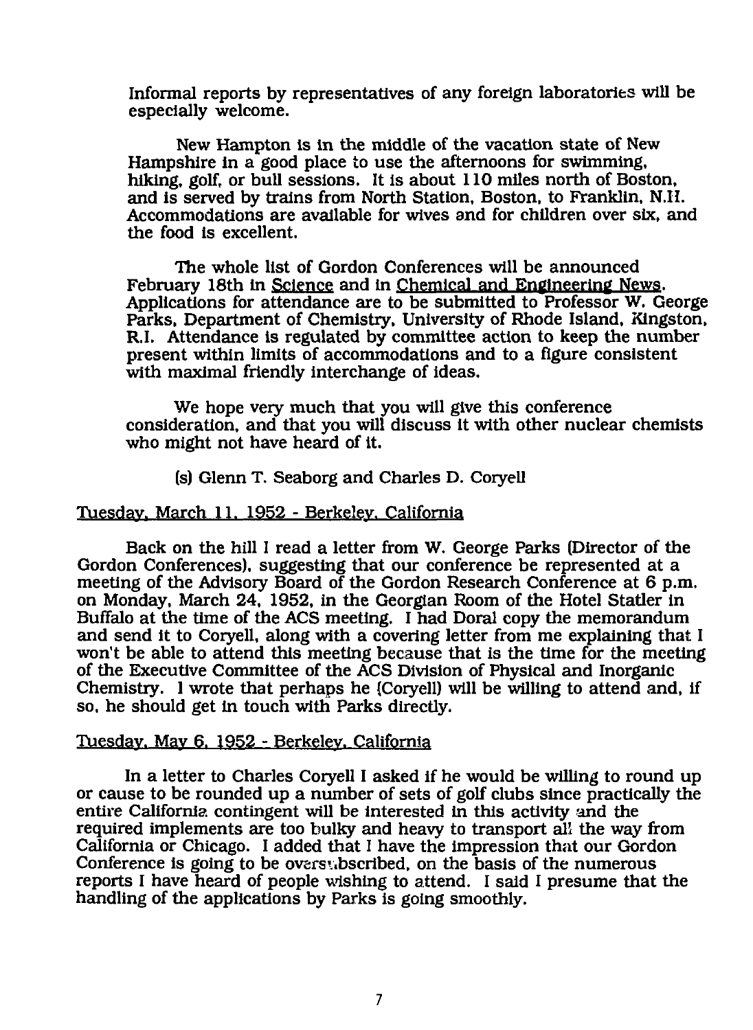Informal reports by representatives of any foreign laboratories will be especially welcome.

New Hampton is in the middle of the vacation state of New Hampshire in a good place to use the afternoons for swimming, hiking, golf, or bull sessions. It is about 110 miles north of Boston, and is served by trains from North Station, Boston, to Franklin, N.H. Accommodations are available for wives and for children over six, and the food is excellent.

The whole list of Gordon Conferences will be announced February 18th in Science and in Chemical and Engineering News. Applications for attendance are to be submitted to Professor W. George Parks, Department of Chemistry, University of Rhode Island, Kingston, R.I. Attendance is regulated by committee action to keep the number present within limits of accommodations and to a figure consistent with maximal friendly interchange of ideas.

We hope very much that you will give this conference consideration, and that you will discuss it with other nuclear chemists who might not have heard of it.

(s) Glenn T. Seaborg and Charles D. Coryell

## Tuesday, March 11, 1952 - Berkeley, California

Back on the hill I read a letter from W. George Parks (Director of the Gordon Conferences), suggesting that our conference be represented at a meeting of the Advisory Board of the Gordon Research Conference at 6 p.m. on Monday, March 24, 1952, in the Georgian Room of the Hotel Statler in Buffalo at the time of the ACS meeting. I had Doral copy the memorandum and send it to Coryell, along with a covering letter from me explaining that I won't be able to attend this meeting because that is the time for the meeting of the Executive Committee of the ACS Division of Physical and Inorganic Chemistry. I wrote that perhaps he (Coryell) will be willing to attend and, if so, he should get in touch with Parks directly.

## Tuesday, May 6, 1952 - Berkeley, California

In a letter to Charles Coryell I asked if he would be willing to round up or cause to be rounded up a number of sets of golf clubs since practically the entire California contingent will be interested in this activity and the required implements are too bulky and heavy to transport all the way from California or Chicago. I added that I have the impression that our Gordon Conference is going to be oversubscribed, on the basis of the numerous reports I have heard of people wishing to attend. I said I presume that the handling of the applications by Parks is going smoothly.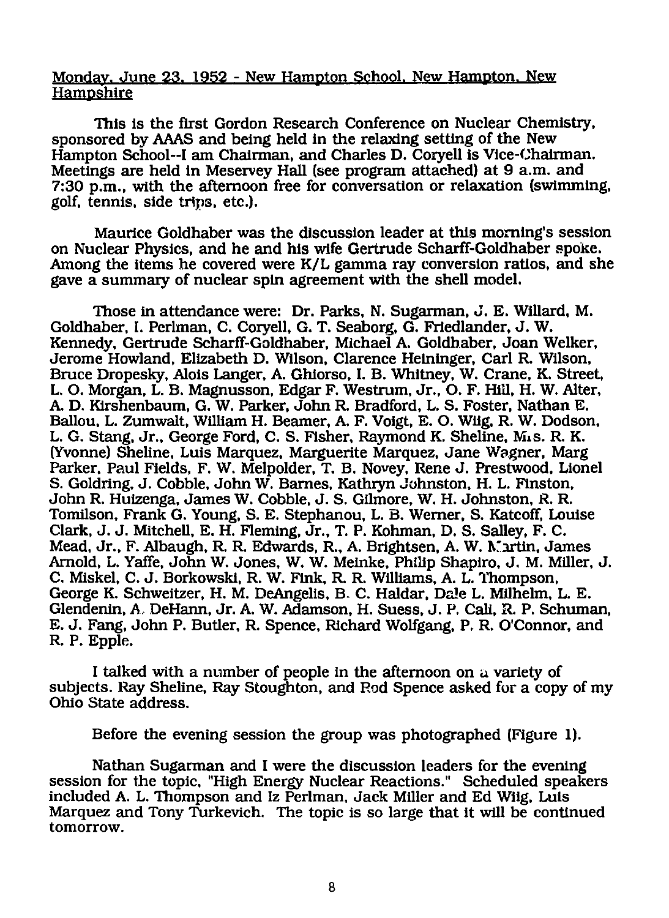Monday, June 23, 1952 - New Hampton School, New Hampton, New Hampshire

This is the first Gordon Research Conference on Nuclear Chemistry, sponsored by AAAS and being held in the relaxing setting of the New Hampton School--I am Chairman, and Charles D. Coryell is Vice-Chairman. Meetings are held in Meservey Hall (see program attached) at 9 a.m. and 7:30 p.m., with the afternoon free for conversation or relaxation (swimming, golf, tennis, side trips, etc.).

Maurice Goldhaber was the discussion leader at this morning's session on Nuclear Physics, and he and his wife Gertrude Scharff-Goldhaber spoke. Among the items he covered were K/L gamma ray conversion ratios, and she gave a summary of nuclear spin agreement with the shell model.

Those in attendance were: Dr. Parks, N. Sugarman, J. E. Willard, M. Goldhaber, I. Perlman, C. Coryell, G. T. Seaborg, G. Friedlander, J. W. Kennedy, Gertrude Scharff-Goldhaber, Michael A. Goldhaber, Joan Welker, Jerome Howland, Elizabeth D. Wilson, Clarence Heininger, Carl R. Wilson, Bruce Dropesky, Alois Langer, A. Ghiorso, I. B. Whitney, W. Crane, K. Street, L. O. Morgan, L. B. Magnusson, Edgar F. Westrum, Jr., O. F. Hill, H. W. Alter, A. D. Kirshenbaum, G. W. Parker, John R. Bradford, L. S. Foster, Nathan E. Ballou, L. Zumwalt, William H. Beamer, A. F. Voigt, E. O. Wiig, R. W. Dodson, L. G. Stang, Jr., George Ford, C. S. Fisher, Raymond K. Sheline, Mrs. R. K. (Yvonne) Sheline, Luis Marquez, Marguerite Marquez, Jane Wagner, Marg Parker, Paul Fields, F. W. Melpolder, T. B. Novey, Rene J. Prestwood, Lionel S. Goldring, J. Cobble, John W. Barnes, Kathryn Johnston, H. L. Finston, John R. Huizenga, James W. Cobble, J. S. Gilmore, W. H. Johnston, R. R. Tomilson, Frank G. Young, S. E. Stephanou, L. B. Werner, S. Katcoff, Louise Clark, J. J. Mitchell, E. H. Fleming, Jr., T. P. Kohman, D. S. Salley, F. C. Mead, Jr., F. Albaugh, R. R. Edwards, R., A. Brightsen, A. W. Martin, James Arnold, L. Yaffe, John W. Jones, W. W. Meinke, Philip Shapiro, J. M. Miller, J. C. Miskel, C. J. Borkowski, R. W. Fink, R. R. Williams, A. L. Thompson, George K. Schweitzer, H. M. DeAngelis, B. C. Haldar, Dale L. Milhelm, L. E. Glendenin, A. DeHann, Jr. A. W. Adamson, H. Suess, J. P. Cali, R. P. Schuman, E. J. Fang, John P. Butler, R. Spence, Richard Wolfgang, P. R. O'Connor, and R. P. Epple.

I talked with a number of people in the afternoon on a variety of subjects. Ray Sheline, Ray Stoughton, and Rod Spence asked for a copy of my Ohio State address.

Before the evening session the group was photographed (Figure 1).

Nathan Sugarman and I were the discussion leaders for the evening session for the topic, "High Energy Nuclear Reactions." Scheduled speakers included A. L. Thompson and Iz Perlman, Jack Miller and Ed Wiig, Luis Marquez and Tony Turkevich. The topic is so large that it will be continued tomorrow.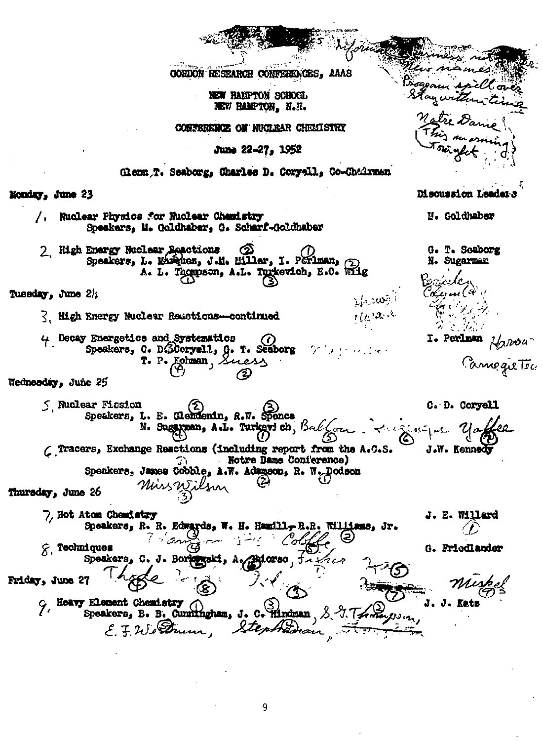Informal Business notes for: New names, Program spill over, Stay within time

Notre Dame (This morning, Tonight)

GORDON RESEARCH CONFERENCES, AAAS

NEW HAMPTON SCHOOL
NEW HAMPTON, N.H.

CONFERENCE ON NUCLEAR CHEMISTRY

June 22-27, 1952

Glenn T. Seaborg, Charles D. Coryell, Co-Chairman

**Monday, June 23** — **Discussion Leaders**

1. Nuclear Physics for Nuclear Chemistry — M. Goldhaber
   Speakers, M. Goldhaber, G. Scharf-Goldhaber

2. High Energy Nuclear Reactions — G. T. Seaborg, N. Sugarman
   Speakers, L. Marquez (2), J.M. Miller (1), I. Perlman (2), A. L. Thompson (1), A.L. Turkevich (3), E.O. Wiig

**Tuesday, June 24**

3. High Energy Nuclear Reactions—continued

4. Decay Energetics and Systematics — I. Perlman, Harvard, Carnegie Tech
   Speakers, C. D. Coryell (3), G. T. Seaborg (1), T. P. Kohman (4), Suess (2)

**Wednesday, June 25**

5. Nuclear Fission — C. D. Coryell
   Speakers, L. E. Glendenin (2), R.W. Spence (3), N. Sugarman (4), A.L. Turkevich (1), Balfour (5), (6), Yaffee (7)

6. Tracers, Exchange Reactions (including report from the A.C.S. Notre Dame Conference) — J.W. Kennedy
   Speakers, James Cobble, A.W. Adamson (2), R. W. Dodson (1), Miss Wilson (3)

**Thursday, June 26**

7. Hot Atom Chemistry — J. E. Willard (1)
   Speakers, R. R. Edwards (3), W. H. Hamill (4), R.R. Williams, Jr. (2), Cobble (5)

8. Techniques — G. Friedlander
   Speakers, C. J. Borkowski, A. Ghiorso (6), Fisher, (5), Thode (4), (8), (3), (7), Miskel (9)

**Friday, June 27**

9. Heavy Element Chemistry — J. J. Katz
   Speakers, B. B. Cunningham (1), J. C. Hindman (3), S. G. Thompson (2), E. F. Westrum, Stephenson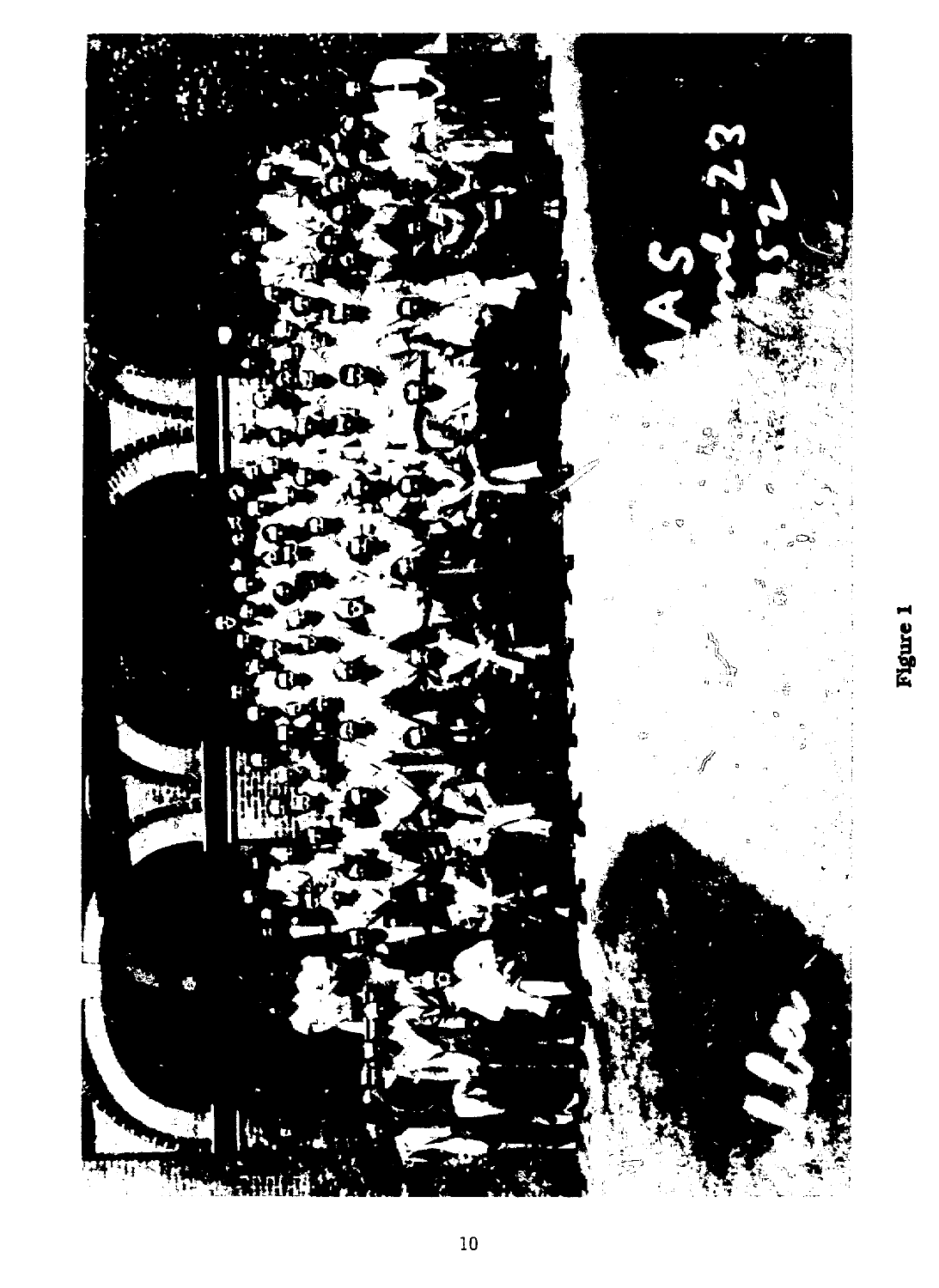Figure 1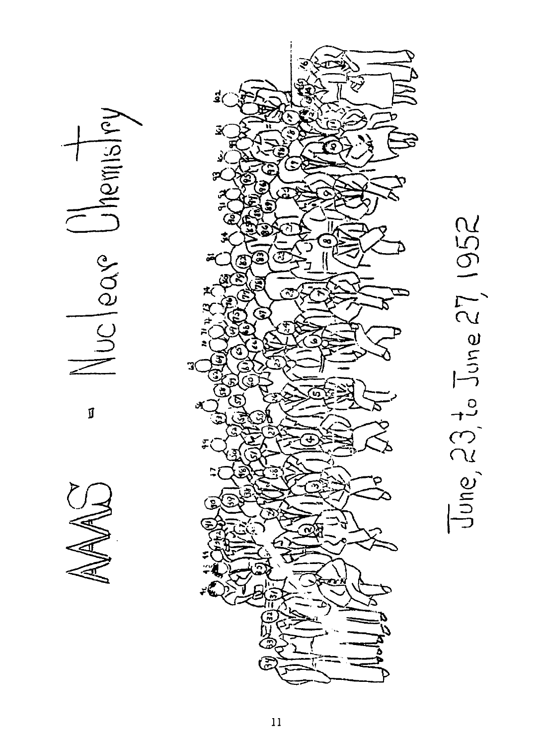# AAAS - Nuclear Chemistry

June, 23 to June 27, 1952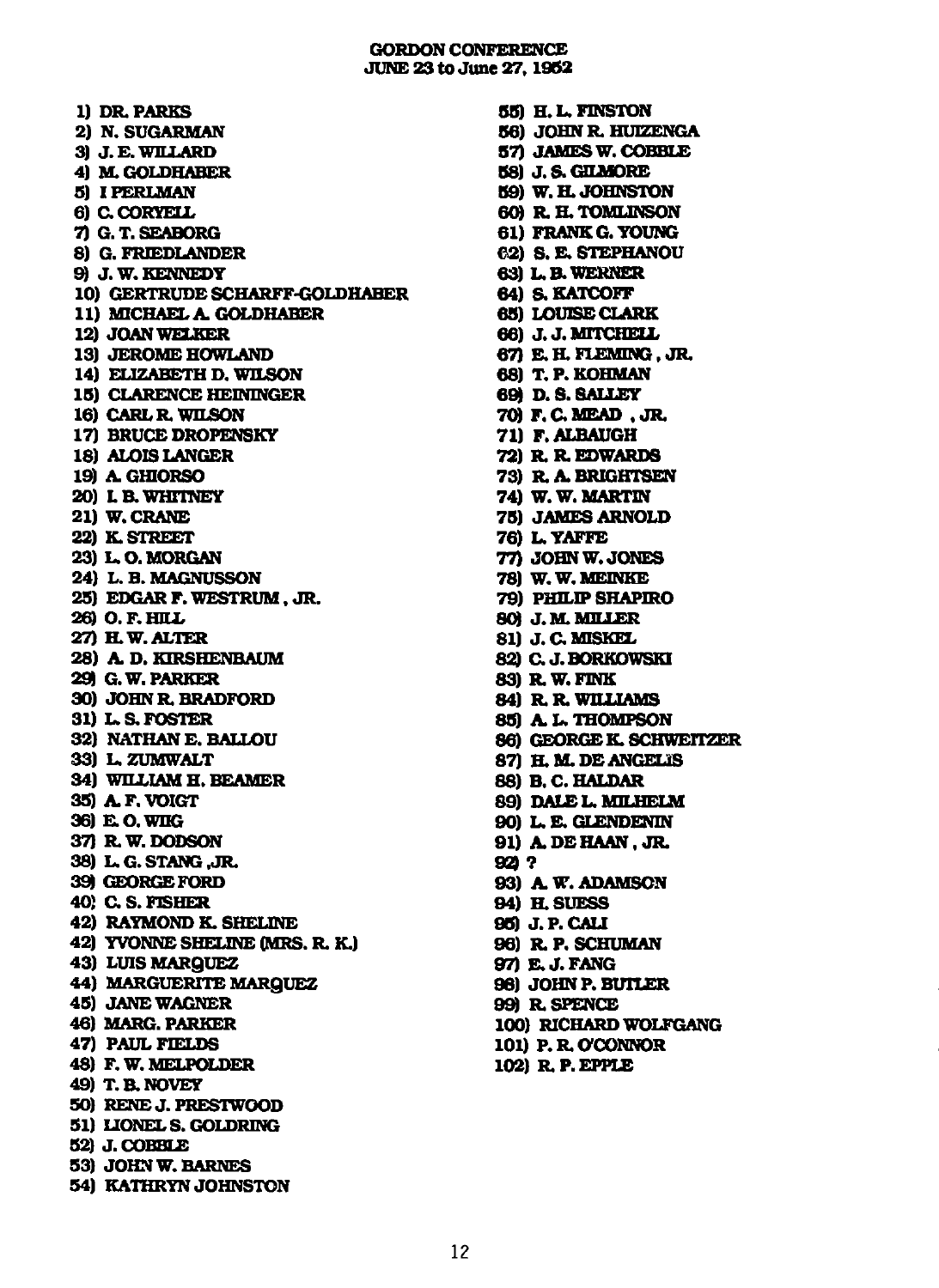**GORDON CONFERENCE**
**JUNE 23 to June 27, 1952**

1) DR. PARKS
2) N. SUGARMAN
3) J. E. WILLARD
4) M. GOLDHABER
5) I PERLMAN
6) C. CORYELL
7) G. T. SEABORG
8) G. FRIEDLANDER
9) J. W. KENNEDY
10) GERTRUDE SCHARFF-GOLDHABER
11) MICHAEL A. GOLDHABER
12) JOAN WELKER
13) JEROME HOWLAND
14) ELIZABETH D. WILSON
15) CLARENCE HEININGER
16) CARL R. WILSON
17) BRUCE DROPENSKY
18) ALOIS LANGER
19) A. GHIORSO
20) L. B. WHITNEY
21) W. CRANE
22) K. STREET
23) L. O. MORGAN
24) L. B. MAGNUSSON
25) EDGAR F. WESTRUM, JR.
26) O. F. HILL
27) H. W. ALTER
28) A. D. KIRSHENBAUM
29) G. W. PARKER
30) JOHN R. BRADFORD
31) L. S. FOSTER
32) NATHAN E. BALLOU
33) L. ZUMWALT
34) WILLIAM H. BEAMER
35) A. F. VOIGT
36) E. O. WIIG
37) R. W. DODSON
38) L. G. STANG, JR.
39) GEORGE FORD
40) C. S. FISHER
42) RAYMOND K. SHELINE
42) YVONNE SHELINE (MRS. R. K.)
43) LUIS MARQUEZ
44) MARGUERITE MARQUEZ
45) JANE WAGNER
46) MARG. PARKER
47) PAUL FIELDS
48) F. W. MELPOLDER
49) T. B. NOVEY
50) RENE J. PRESTWOOD
51) LIONEL S. GOLDRING
52) J. COBBLE
53) JOHN W. BARNES
54) KATHRYN JOHNSTON
55) H. L. FINSTON
56) JOHN R. HUIZENGA
57) JAMES W. COBBLE
58) J. S. GILMORE
59) W. H. JOHNSTON
60) R. H. TOMLINSON
61) FRANK G. YOUNG
62) S. E. STEPHANOU
63) L. B. WERNER
64) S. KATCOFF
65) LOUISE CLARK
66) J. J. MITCHELL
67) E. H. FLEMING, JR.
68) T. P. KOHMAN
69) D. S. SALLEY
70) F. C. MEAD, JR.
71) F. ALBAUGH
72) R. R. EDWARDS
73) R. A. BRIGHTSEN
74) W. W. MARTIN
75) JAMES ARNOLD
76) L. YAFFE
77) JOHN W. JONES
78) W. W. MEINKE
79) PHILIP SHAPIRO
80) J. M. MILLER
81) J. C. MISKEL
82) C. J. BORKOWSKI
83) R. W. FINK
84) R. R. WILLIAMS
85) A. L. THOMPSON
86) GEORGE K. SCHWEITZER
87) H. M. DE ANGELIS
88) B. C. HALDAR
89) DALE L. MILHELM
90) L. E. GLENDENIN
91) A. DE HAAN, JR.
92) ?
93) A. W. ADAMSON
94) H. SUESS
95) J. P. CALI
96) R. P. SCHUMAN
97) E. J. FANG
98) JOHN P. BUTLER
99) R. SPENCE
100) RICHARD WOLFGANG
101) P. R. O'CONNOR
102) R. P. EPPLE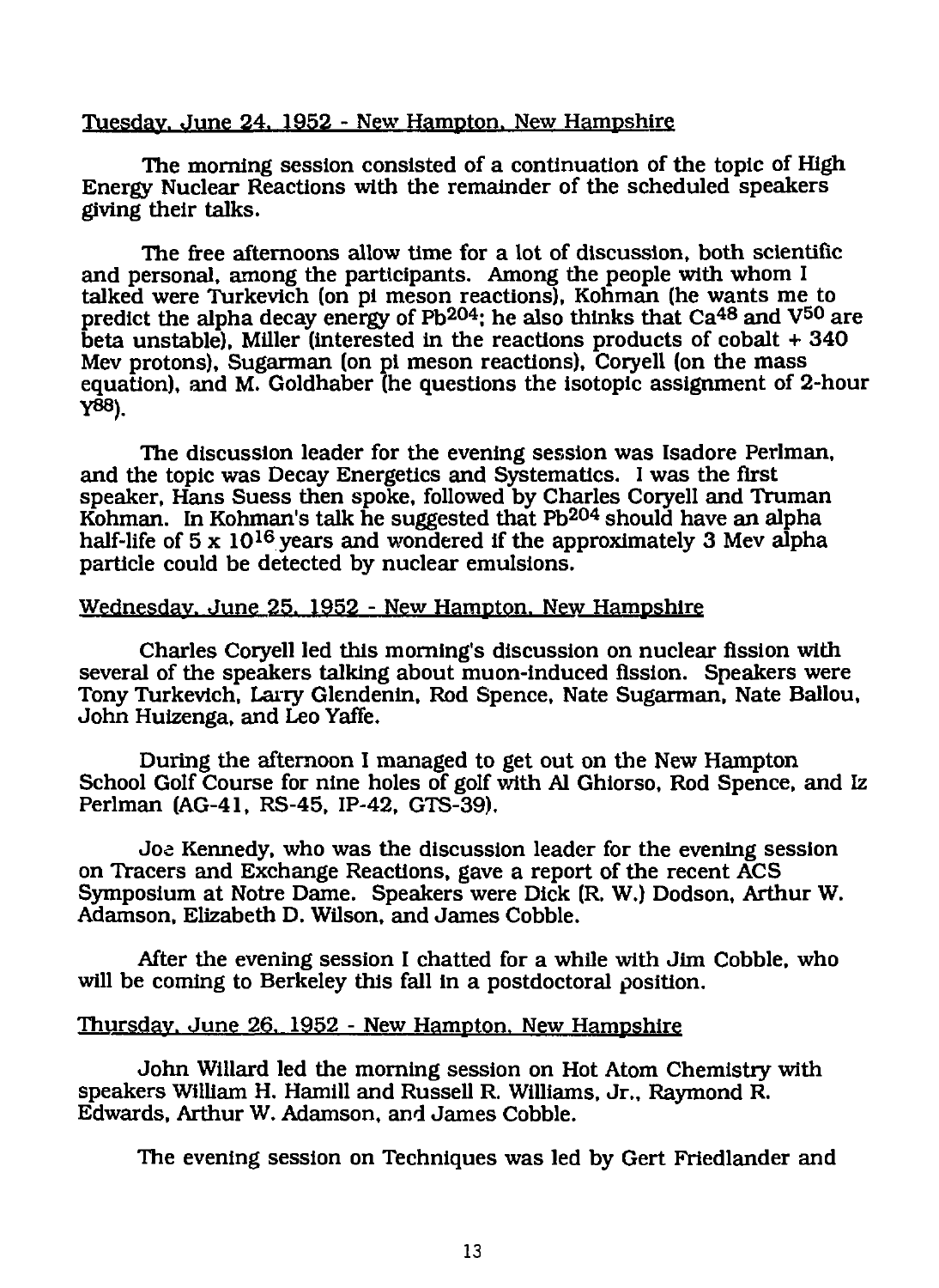Tuesday, June 24, 1952 - New Hampton, New Hampshire

The morning session consisted of a continuation of the topic of High Energy Nuclear Reactions with the remainder of the scheduled speakers giving their talks.

The free afternoons allow time for a lot of discussion, both scientific and personal, among the participants. Among the people with whom I talked were Turkevich (on pi meson reactions), Kohman (he wants me to predict the alpha decay energy of $Pb^{204}$; he also thinks that $Ca^{48}$ and $V^{50}$ are beta unstable), Miller (interested in the reactions products of cobalt + 340 Mev protons), Sugarman (on pi meson reactions), Coryell (on the mass equation), and M. Goldhaber (he questions the isotopic assignment of 2-hour $Y^{88}$).

The discussion leader for the evening session was Isadore Perlman, and the topic was Decay Energetics and Systematics. I was the first speaker, Hans Suess then spoke, followed by Charles Coryell and Truman Kohman. In Kohman's talk he suggested that $Pb^{204}$ should have an alpha half-life of $5 \times 10^{16}$ years and wondered if the approximately 3 Mev alpha particle could be detected by nuclear emulsions.

Wednesday, June 25, 1952 - New Hampton, New Hampshire

Charles Coryell led this morning's discussion on nuclear fission with several of the speakers talking about muon-induced fission. Speakers were Tony Turkevich, Larry Glendenin, Rod Spence, Nate Sugarman, Nate Ballou, John Huizenga, and Leo Yaffe.

During the afternoon I managed to get out on the New Hampton School Golf Course for nine holes of golf with Al Ghiorso, Rod Spence, and Iz Perlman (AG-41, RS-45, IP-42, GTS-39).

Joe Kennedy, who was the discussion leader for the evening session on Tracers and Exchange Reactions, gave a report of the recent ACS Symposium at Notre Dame. Speakers were Dick (R. W.) Dodson, Arthur W. Adamson, Elizabeth D. Wilson, and James Cobble.

After the evening session I chatted for a while with Jim Cobble, who will be coming to Berkeley this fall in a postdoctoral position.

Thursday, June 26, 1952 - New Hampton, New Hampshire

John Willard led the morning session on Hot Atom Chemistry with speakers William H. Hamill and Russell R. Williams, Jr., Raymond R. Edwards, Arthur W. Adamson, and James Cobble.

The evening session on Techniques was led by Gert Friedlander and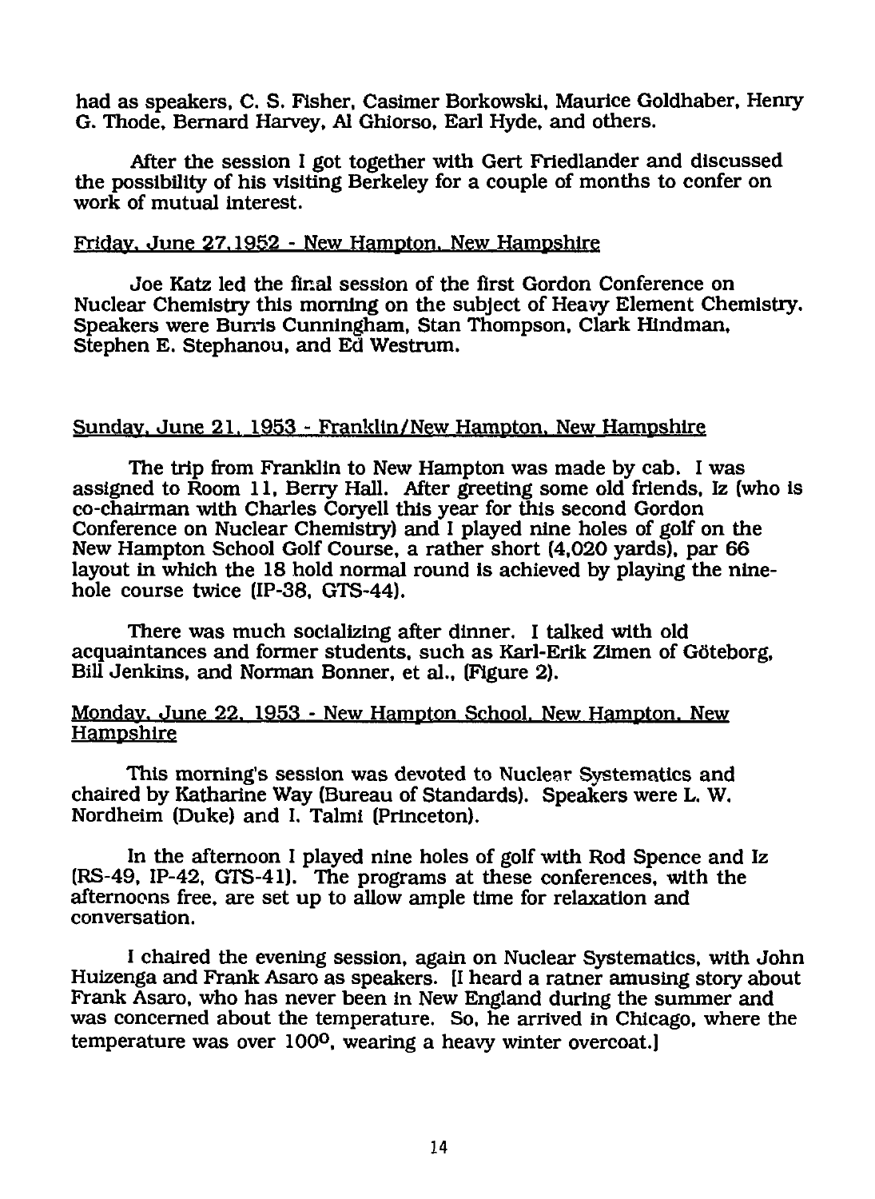had as speakers, C. S. Fisher, Casimer Borkowski, Maurice Goldhaber, Henry G. Thode, Bernard Harvey, Al Ghiorso, Earl Hyde, and others.

After the session I got together with Gert Friedlander and discussed the possibility of his visiting Berkeley for a couple of months to confer on work of mutual interest.

Friday, June 27, 1952 - New Hampton, New Hampshire

Joe Katz led the final session of the first Gordon Conference on Nuclear Chemistry this morning on the subject of Heavy Element Chemistry. Speakers were Burris Cunningham, Stan Thompson, Clark Hindman, Stephen E. Stephanou, and Ed Westrum.

Sunday, June 21, 1953 - Franklin/New Hampton, New Hampshire

The trip from Franklin to New Hampton was made by cab. I was assigned to Room 11, Berry Hall. After greeting some old friends, Iz (who is co-chairman with Charles Coryell this year for this second Gordon Conference on Nuclear Chemistry) and I played nine holes of golf on the New Hampton School Golf Course, a rather short (4,020 yards), par 66 layout in which the 18 hold normal round is achieved by playing the nine-hole course twice (IP-38, GTS-44).

There was much socializing after dinner. I talked with old acquaintances and former students, such as Karl-Erik Zimen of Göteborg, Bill Jenkins, and Norman Bonner, et al., (Figure 2).

Monday, June 22, 1953 - New Hampton School, New Hampton, New Hampshire

This morning's session was devoted to Nuclear Systematics and chaired by Katharine Way (Bureau of Standards). Speakers were L. W. Nordheim (Duke) and I. Talmi (Princeton).

In the afternoon I played nine holes of golf with Rod Spence and Iz (RS-49, IP-42, GTS-41). The programs at these conferences, with the afternoons free, are set up to allow ample time for relaxation and conversation.

I chaired the evening session, again on Nuclear Systematics, with John Huizenga and Frank Asaro as speakers. [I heard a ratner amusing story about Frank Asaro, who has never been in New England during the summer and was concerned about the temperature. So, he arrived in Chicago, where the temperature was over 100°, wearing a heavy winter overcoat.]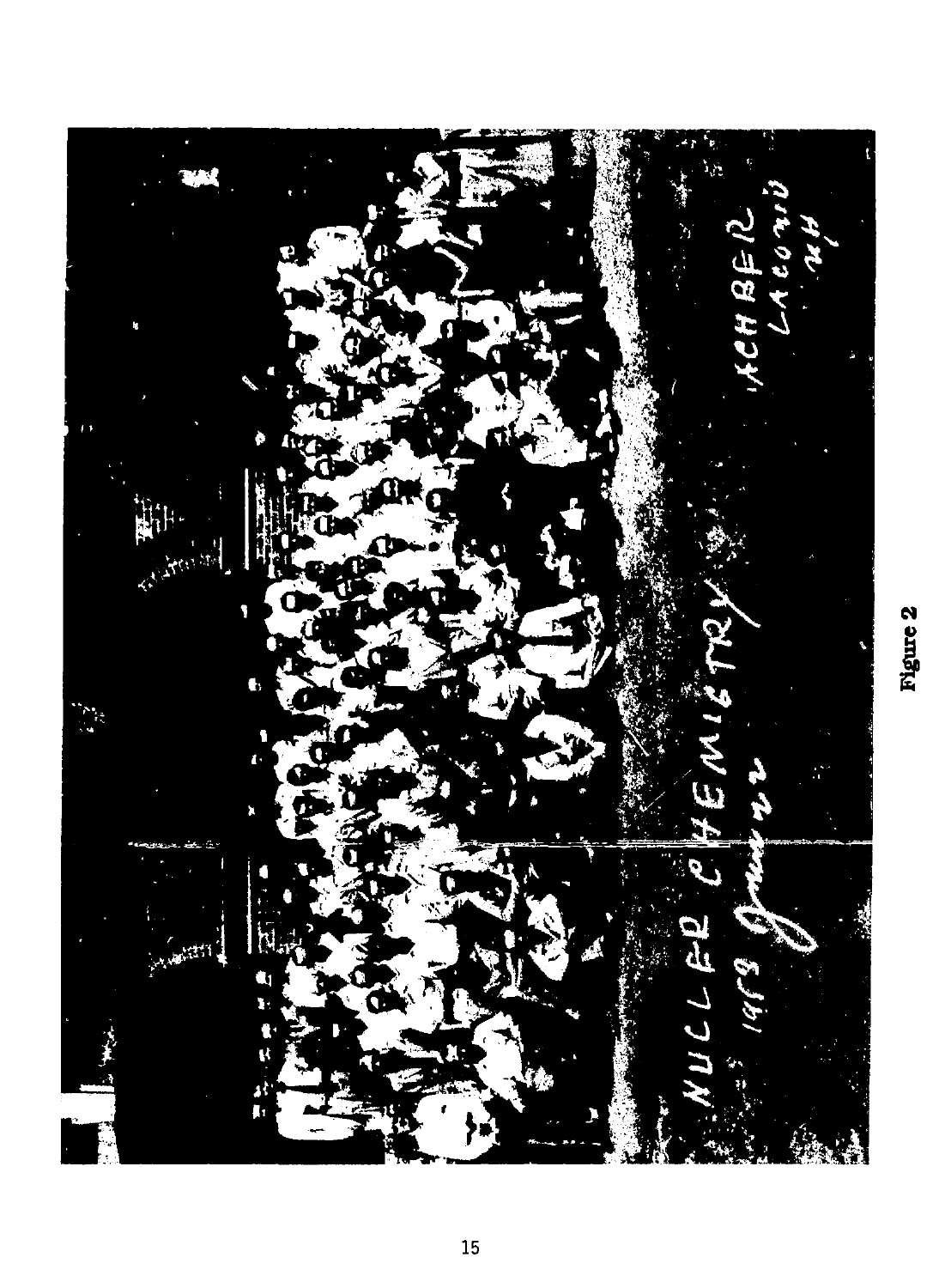Figure 2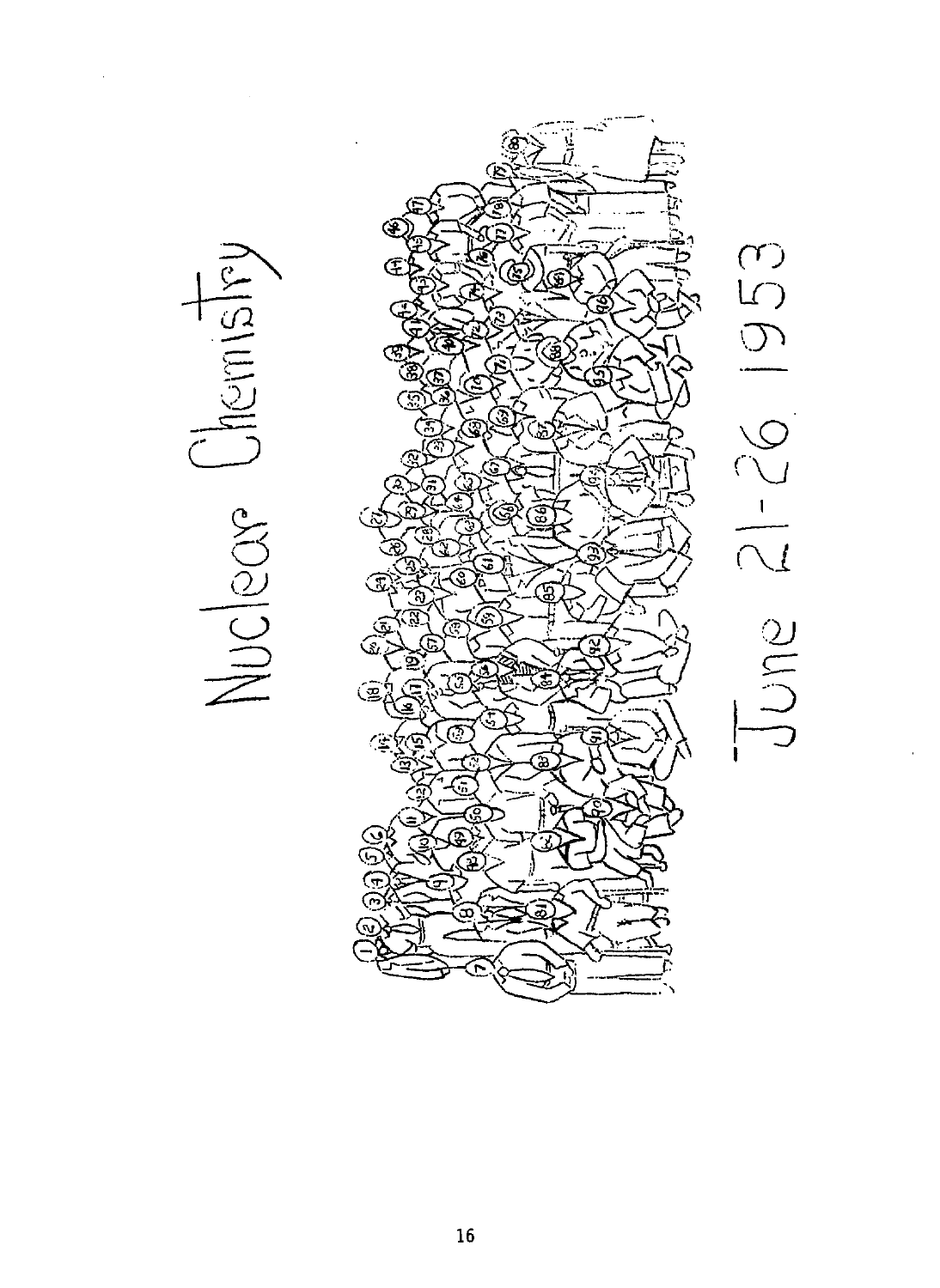# Nuclear Chemistry

June 21-26 1953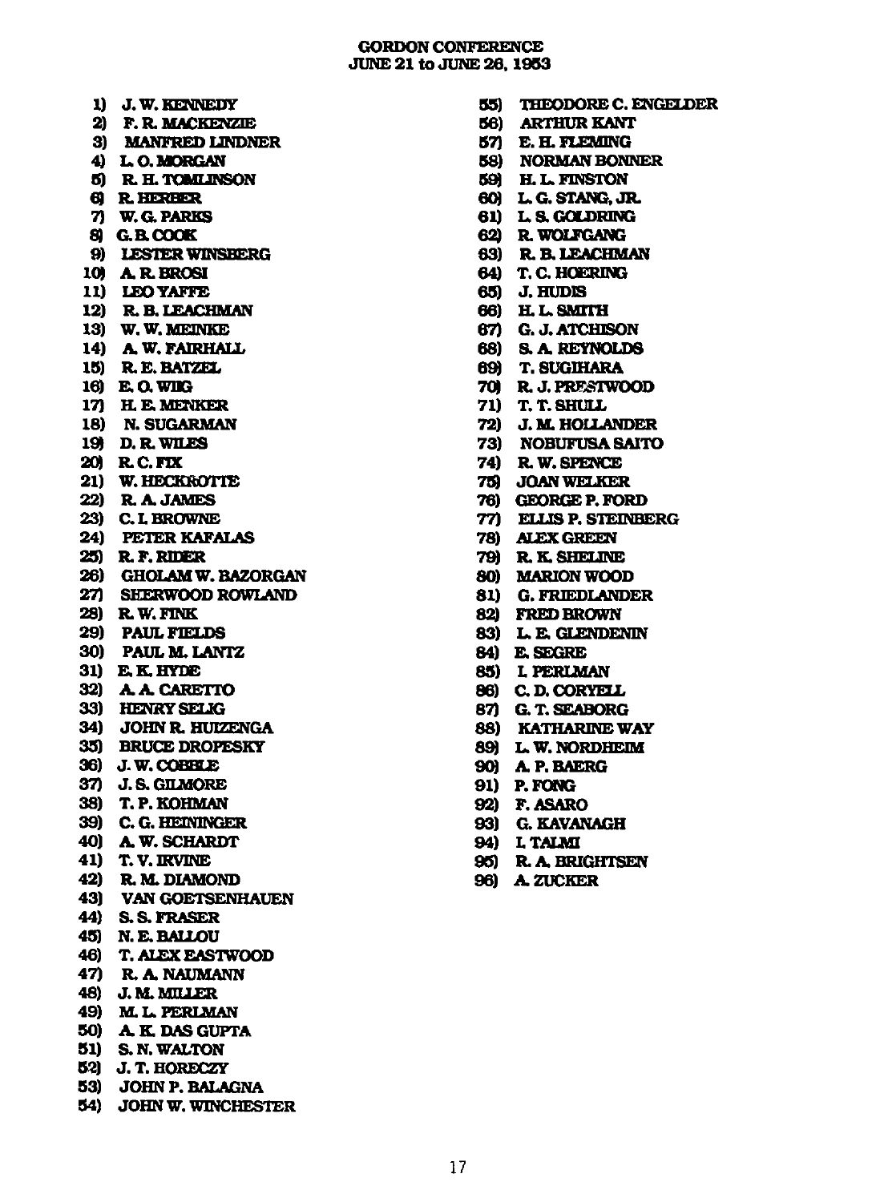# GORDON CONFERENCE
## JUNE 21 to JUNE 26, 1953

1) J. W. KENNEDY
2) F. R. MACKENZIE
3) MANFRED LINDNER
4) L. O. MORGAN
5) R. H. TOMLINSON
6) R. HERBER
7) W. G. PARKS
8) G. B. COOK
9) LESTER WINSBERG
10) A. R. BROSI
11) LEO YAFFE
12) R. B. LEACHMAN
13) W. W. MEINKE
14) A. W. FAIRHALL
15) R. E. BATZEL
16) E. O. WIIG
17) H. E. MENKER
18) N. SUGARMAN
19) D. R. WILES
20) R. C. FIX
21) W. HECKROTTE
22) R. A. JAMES
23) C. I. BROWNE
24) PETER KAFALAS
25) R. F. RIDER
26) GHOLAM W. BAZORGAN
27) SHERWOOD ROWLAND
28) R. W. FINK
29) PAUL FIELDS
30) PAUL M. LANTZ
31) E. K. HYDE
32) A. A. CARETTO
33) HENRY SELIG
34) JOHN R. HUIZENGA
35) BRUCE DROPESKY
36) J. W. COBBLE
37) J. S. GILMORE
38) T. P. KOHMAN
39) C. G. HEININGER
40) A. W. SCHARDT
41) T. V. IRVINE
42) R. M. DIAMOND
43) VAN GOETSENHAUEN
44) S. S. FRASER
45) N. E. BALLOU
46) T. ALEX EASTWOOD
47) R. A. NAUMANN
48) J. M. MILLER
49) M. L. PERLMAN
50) A. K. DAS GUPTA
51) S. N. WALTON
52) J. T. HORECZY
53) JOHN P. BALAGNA
54) JOHN W. WINCHESTER
55) THEODORE C. ENGELDER
56) ARTHUR KANT
57) E. H. FLEMING
58) NORMAN BONNER
59) H. L. FINSTON
60) L. G. STANG, JR.
61) L. S. GOLDRING
62) R. WOLFGANG
63) R. B. LEACHMAN
64) T. C. HOERING
65) J. HUDIS
66) H. L. SMITH
67) G. J. ATCHISON
68) S. A. REYNOLDS
69) T. SUGIHARA
70) R. J. PRESTWOOD
71) T. T. SHULL
72) J. M. HOLLANDER
73) NOBUFUSA SAITO
74) R. W. SPENCE
75) JOAN WELKER
76) GEORGE P. FORD
77) ELLIS P. STEINBERG
78) ALEX GREEN
79) R. K. SHELINE
80) MARION WOOD
81) G. FRIEDLANDER
82) FRED BROWN
83) L. E. GLENDENIN
84) E. SEGRE
85) I. PERLMAN
86) C. D. CORYELL
87) G. T. SEABORG
88) KATHARINE WAY
89) L. W. NORDHEIM
90) A. P. BAERG
91) P. FONG
92) F. ASARO
93) G. KAVANAGH
94) I. TALMI
95) R. A. BRIGHTSEN
96) A. ZUCKER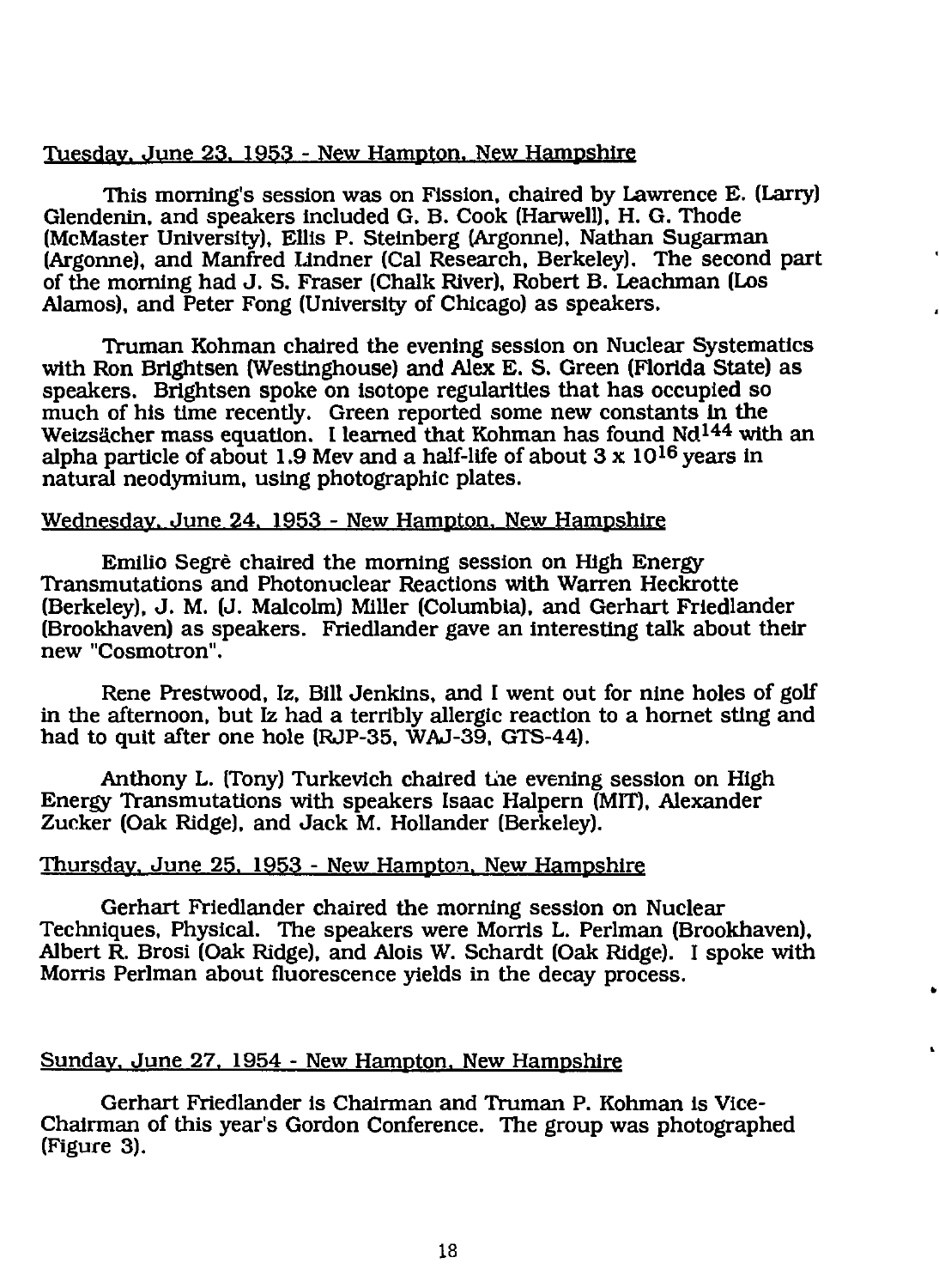Tuesday, June 23, 1953 - New Hampton, New Hampshire

This morning's session was on Fission, chaired by Lawrence E. (Larry) Glendenin, and speakers included G. B. Cook (Harwell), H. G. Thode (McMaster University), Ellis P. Steinberg (Argonne), Nathan Sugarman (Argonne), and Manfred Lindner (Cal Research, Berkeley). The second part of the morning had J. S. Fraser (Chalk River), Robert B. Leachman (Los Alamos), and Peter Fong (University of Chicago) as speakers.

Truman Kohman chaired the evening session on Nuclear Systematics with Ron Brightsen (Westinghouse) and Alex E. S. Green (Florida State) as speakers. Brightsen spoke on isotope regularities that has occupied so much of his time recently. Green reported some new constants in the Weizsächer mass equation. I learned that Kohman has found $Nd^{144}$ with an alpha particle of about 1.9 Mev and a half-life of about $3 \times 10^{16}$ years in natural neodymium, using photographic plates.

Wednesday, June 24, 1953 - New Hampton, New Hampshire

Emilio Segrè chaired the morning session on High Energy Transmutations and Photonuclear Reactions with Warren Heckrotte (Berkeley), J. M. (J. Malcolm) Miller (Columbia), and Gerhart Friedlander (Brookhaven) as speakers. Friedlander gave an interesting talk about their new "Cosmotron".

Rene Prestwood, Iz, Bill Jenkins, and I went out for nine holes of golf in the afternoon, but Iz had a terribly allergic reaction to a hornet sting and had to quit after one hole (RJP-35, WAJ-39, GTS-44).

Anthony L. (Tony) Turkevich chaired the evening session on High Energy Transmutations with speakers Isaac Halpern (MIT), Alexander Zucker (Oak Ridge), and Jack M. Hollander (Berkeley).

Thursday, June 25, 1953 - New Hampton, New Hampshire

Gerhart Friedlander chaired the morning session on Nuclear Techniques, Physical. The speakers were Morris L. Perlman (Brookhaven), Albert R. Brosi (Oak Ridge), and Alois W. Schardt (Oak Ridge). I spoke with Morris Perlman about fluorescence yields in the decay process.

Sunday, June 27, 1954 - New Hampton, New Hampshire

Gerhart Friedlander is Chairman and Truman P. Kohman is Vice-Chairman of this year's Gordon Conference. The group was photographed (Figure 3).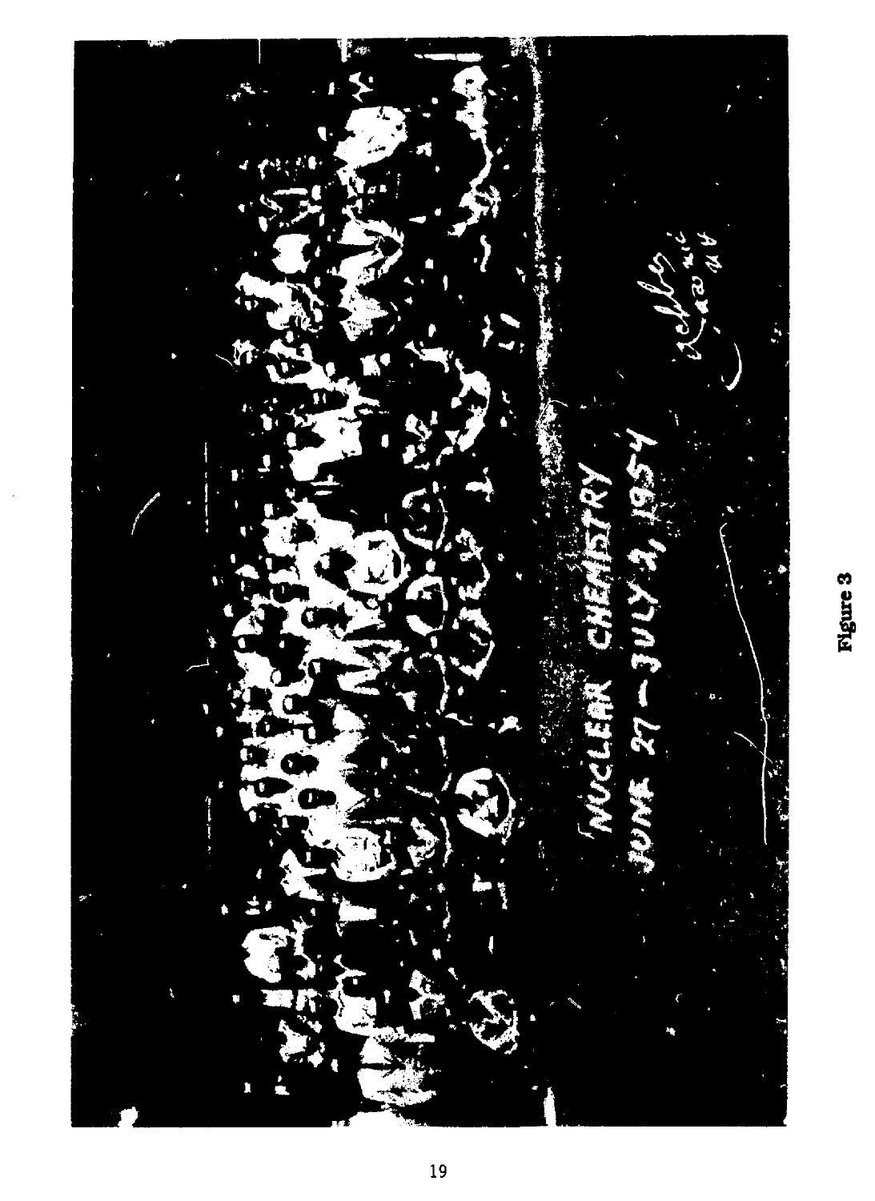NUCLEAR CHEMISTRY

JUNE 27 – JULY 2, 1954

Figure 3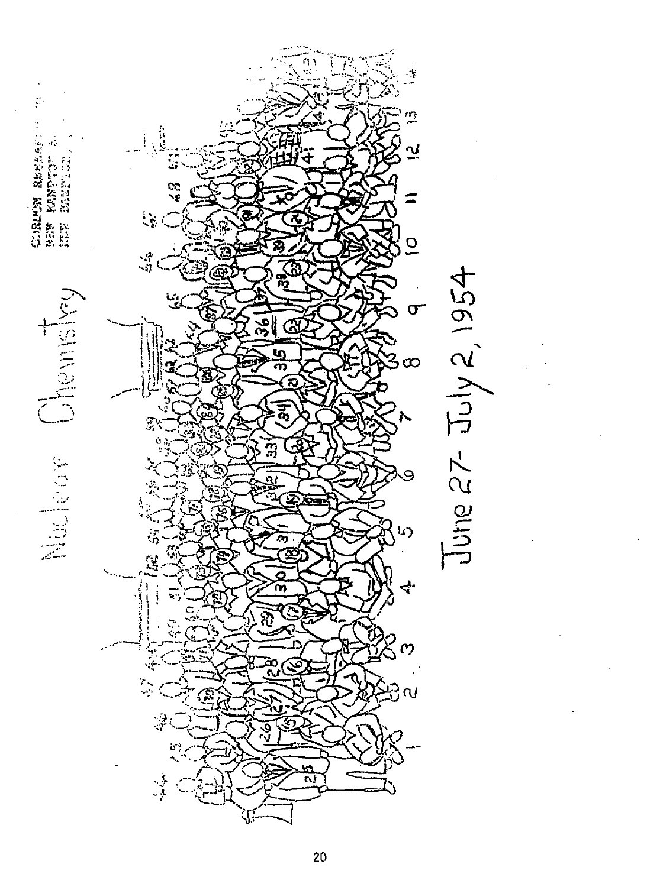Nuclear Chemistry

GORDON RESEARCH CONFERENCES
NEW HAMPTON SCHOOL
NEW HAMPSHIRE

June 27 - July 2, 1954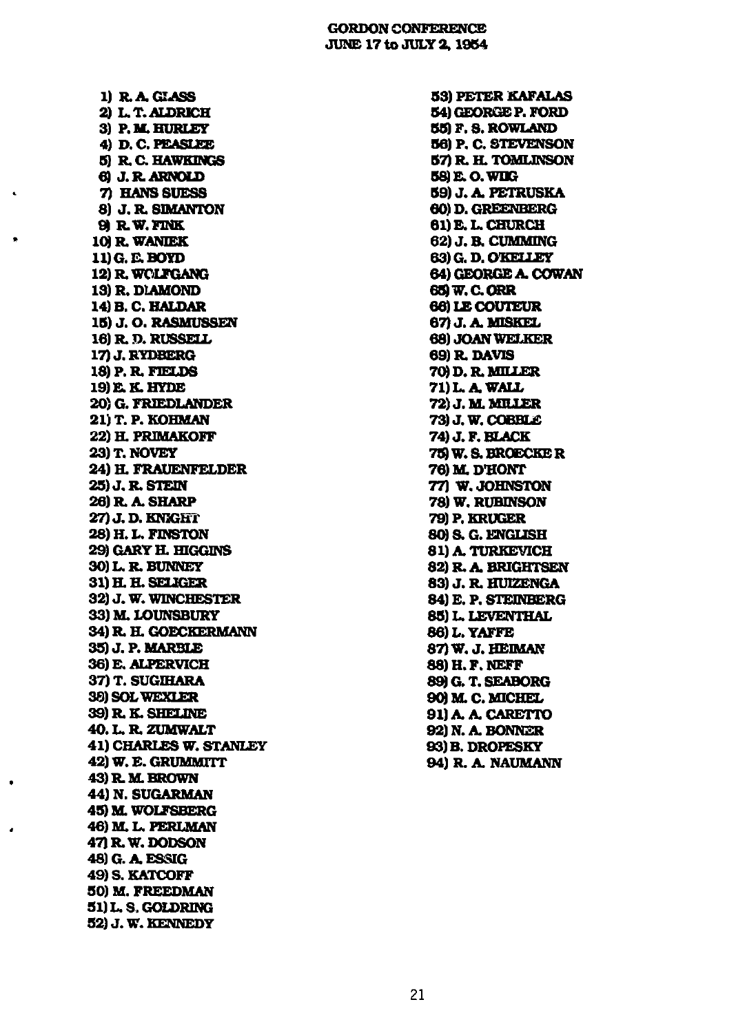**GORDON CONFERENCE**
**JUNE 17 to JULY 2, 1954**

1) R. A. GLASS
2) L. T. ALDRICH
3) P. M. HURLEY
4) D. C. PEASLEE
5) R. C. HAWKINGS
6) J. R. ARNOLD
7) HANS SUESS
8) J. R. SIMANTON
9) R. W. FINK
10) R. WANIEK
11) G. E. BOYD
12) R. WOLFGANG
13) R. DIAMOND
14) B. C. HALDAR
15) J. O. RASMUSSEN
16) R. D. RUSSELL
17) J. RYDBERG
18) P. R. FIELDS
19) E. K. HYDE
20) G. FRIEDLANDER
21) T. P. KOHMAN
22) H. PRIMAKOFF
23) T. NOVEY
24) H. FRAUENFELDER
25) J. R. STEIN
26) R. A. SHARP
27) J. D. KNIGHT
28) H. L. FINSTON
29) GARY H. HIGGINS
30) L. R. BUNNEY
31) H. H. SELIGER
32) J. W. WINCHESTER
33) M. LOUNSBURY
34) R. H. GOECKERMANN
35) J. P. MARBLE
36) E. ALPERVICH
37) T. SUGIHARA
38) SOL WEXLER
39) R. K. SHELINE
40. L. R. ZUMWALT
41) CHARLES W. STANLEY
42) W. E. GRUMMITT
43) R. M. BROWN
44) N. SUGARMAN
45) M. WOLFSBERG
46) M. L. PERLMAN
47) R. W. DODSON
48) G. A. ESSIG
49) S. KATCOFF
50) M. FREEDMAN
51) L. S. GOLDRING
52) J. W. KENNEDY
53) PETER KAFALAS
54) GEORGE P. FORD
55) F. S. ROWLAND
56) P. C. STEVENSON
57) R. H. TOMLINSON
58) E. O. WIIG
59) J. A. PETRUSKA
60) D. GREENBERG
61) E. L. CHURCH
62) J. B. CUMMING
63) G. D. O'KELLEY
64) GEORGE A. COWAN
65) W. C. ORR
66) LE COUTEUR
67) J. A. MISKEL
68) JOAN WELKER
69) R. DAVIS
70) D. R. MILLER
71) L. A. WALL
72) J. M. MILLER
73) J. W. COBBLE
74) J. F. BLACK
75) W. S. BROECKER
76) M. D'HONT
77) W. JOHNSTON
78) W. RUBINSON
79) P. KRUGER
80) S. G. ENGLISH
81) A. TURKEVICH
82) R. A. BRIGHTSEN
83) J. R. HUIZENGA
84) E. P. STEINBERG
85) L. LEVENTHAL
86) L. YAFFE
87) W. J. HEIMAN
88) H. F. NEFF
89) G. T. SEABORG
90) M. C. MICHEL
91) A. A. CARETTO
92) N. A. BONNER
93) B. DROPESKY
94) R. A. NAUMANN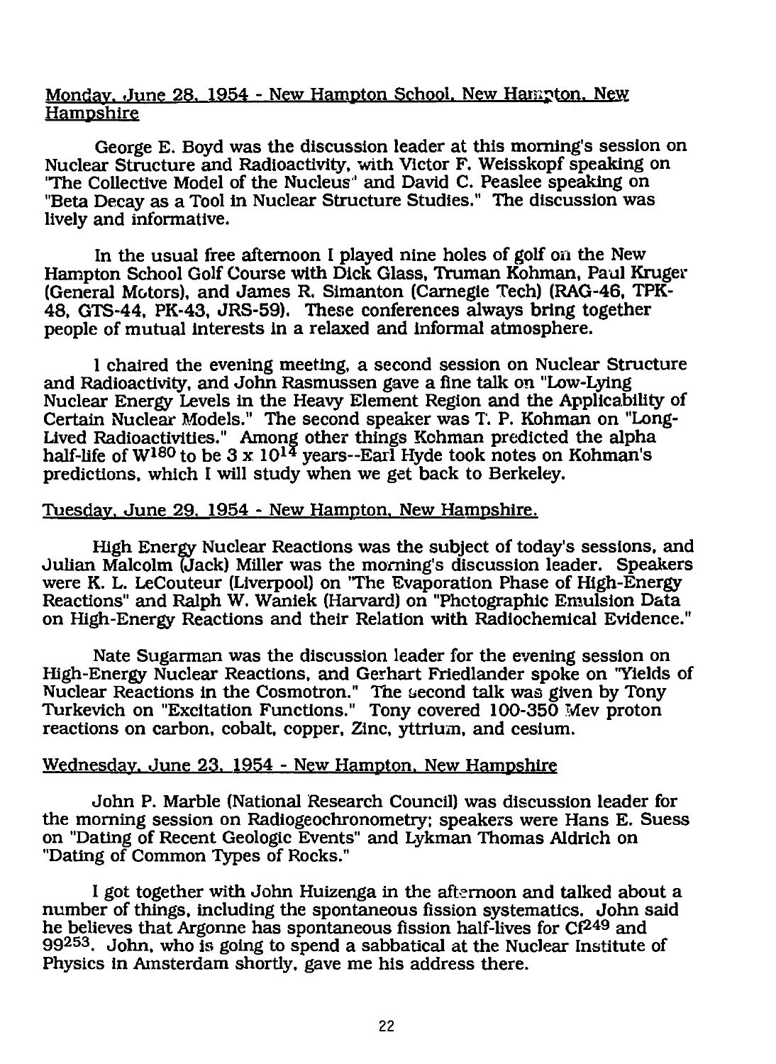Monday, June 28, 1954 - New Hampton School, New Hampton, New Hampshire

George E. Boyd was the discussion leader at this morning's session on Nuclear Structure and Radioactivity, with Victor F. Weisskopf speaking on "The Collective Model of the Nucleus" and David C. Peaslee speaking on "Beta Decay as a Tool in Nuclear Structure Studies." The discussion was lively and informative.

In the usual free afternoon I played nine holes of golf on the New Hampton School Golf Course with Dick Glass, Truman Kohman, Paul Kruger (General Motors), and James R. Simanton (Carnegie Tech) (RAG-46, TPK-48, GTS-44, PK-43, JRS-59). These conferences always bring together people of mutual interests in a relaxed and informal atmosphere.

I chaired the evening meeting, a second session on Nuclear Structure and Radioactivity, and John Rasmussen gave a fine talk on "Low-Lying Nuclear Energy Levels in the Heavy Element Region and the Applicability of Certain Nuclear Models." The second speaker was T. P. Kohman on "Long-Lived Radioactivities." Among other things Kohman predicted the alpha half-life of $W^{180}$ to be $3 \times 10^{14}$ years--Earl Hyde took notes on Kohman's predictions, which I will study when we get back to Berkeley.

Tuesday, June 29, 1954 - New Hampton, New Hampshire.

High Energy Nuclear Reactions was the subject of today's sessions, and Julian Malcolm (Jack) Miller was the morning's discussion leader. Speakers were K. L. LeCouteur (Liverpool) on "The Evaporation Phase of High-Energy Reactions" and Ralph W. Waniek (Harvard) on "Photographic Emulsion Data on High-Energy Reactions and their Relation with Radiochemical Evidence."

Nate Sugarman was the discussion leader for the evening session on High-Energy Nuclear Reactions, and Gerhart Friedlander spoke on "Yields of Nuclear Reactions in the Cosmotron." The second talk was given by Tony Turkevich on "Excitation Functions." Tony covered 100-350 Mev proton reactions on carbon, cobalt, copper, Zinc, yttrium, and cesium.

Wednesday, June 23, 1954 - New Hampton, New Hampshire

John P. Marble (National Research Council) was discussion leader for the morning session on Radiogeochronometry; speakers were Hans E. Suess on "Dating of Recent Geologic Events" and Lykman Thomas Aldrich on "Dating of Common Types of Rocks."

I got together with John Huizenga in the afternoon and talked about a number of things, including the spontaneous fission systematics. John said he believes that Argonne has spontaneous fission half-lives for $Cf^{249}$ and $99^{253}$. John, who is going to spend a sabbatical at the Nuclear Institute of Physics in Amsterdam shortly, gave me his address there.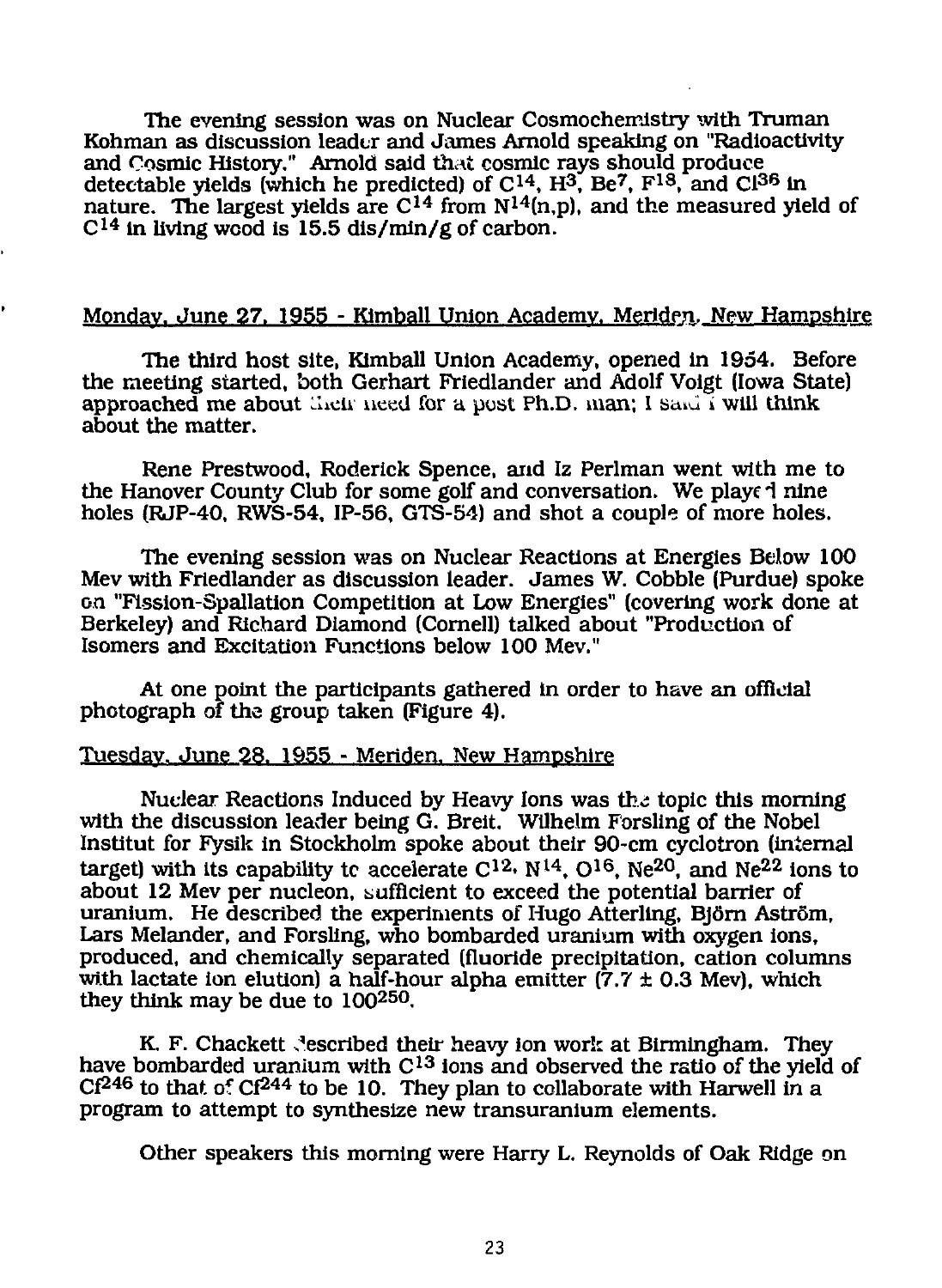The evening session was on Nuclear Cosmochemistry with Truman Kohman as discussion leader and James Arnold speaking on "Radioactivity and Cosmic History." Arnold said that cosmic rays should produce detectable yields (which he predicted) of $C^{14}$, $H^{3}$, $Be^{7}$, $F^{18}$, and $Cl^{36}$ in nature. The largest yields are $C^{14}$ from $N^{14}$(n,p), and the measured yield of $C^{14}$ in living wood is 15.5 dis/min/g of carbon.

## Monday, June 27, 1955 - Kimball Union Academy, Meriden, New Hampshire

The third host site, Kimball Union Academy, opened in 1954. Before the meeting started, both Gerhart Friedlander and Adolf Voigt (Iowa State) approached me about their need for a post Ph.D. man; I said I will think about the matter.

Rene Prestwood, Roderick Spence, and Iz Perlman went with me to the Hanover County Club for some golf and conversation. We played nine holes (RJP-40, RWS-54, IP-56, GTS-54) and shot a couple of more holes.

The evening session was on Nuclear Reactions at Energies Below 100 Mev with Friedlander as discussion leader. James W. Cobble (Purdue) spoke on "Fission-Spallation Competition at Low Energies" (covering work done at Berkeley) and Richard Diamond (Cornell) talked about "Production of Isomers and Excitation Functions below 100 Mev."

At one point the participants gathered in order to have an official photograph of the group taken (Figure 4).

## Tuesday, June 28, 1955 - Meriden, New Hampshire

Nuclear Reactions Induced by Heavy Ions was the topic this morning with the discussion leader being G. Breit. Wilhelm Forsling of the Nobel Institut for Fysik in Stockholm spoke about their 90-cm cyclotron (internal target) with its capability to accelerate $C^{12}$, $N^{14}$, $O^{16}$, $Ne^{20}$, and $Ne^{22}$ ions to about 12 Mev per nucleon, sufficient to exceed the potential barrier of uranium. He described the experiments of Hugo Atterling, Björn Aström, Lars Melander, and Forsling, who bombarded uranium with oxygen ions, produced, and chemically separated (fluoride precipitation, cation columns with lactate ion elution) a half-hour alpha emitter ($7.7 \pm 0.3$ Mev), which they think may be due to $100^{250}$.

K. F. Chackett described their heavy ion work at Birmingham. They have bombarded uranium with $C^{13}$ ions and observed the ratio of the yield of $Cf^{246}$ to that of $Cf^{244}$ to be 10. They plan to collaborate with Harwell in a program to attempt to synthesize new transuranium elements.

Other speakers this morning were Harry L. Reynolds of Oak Ridge on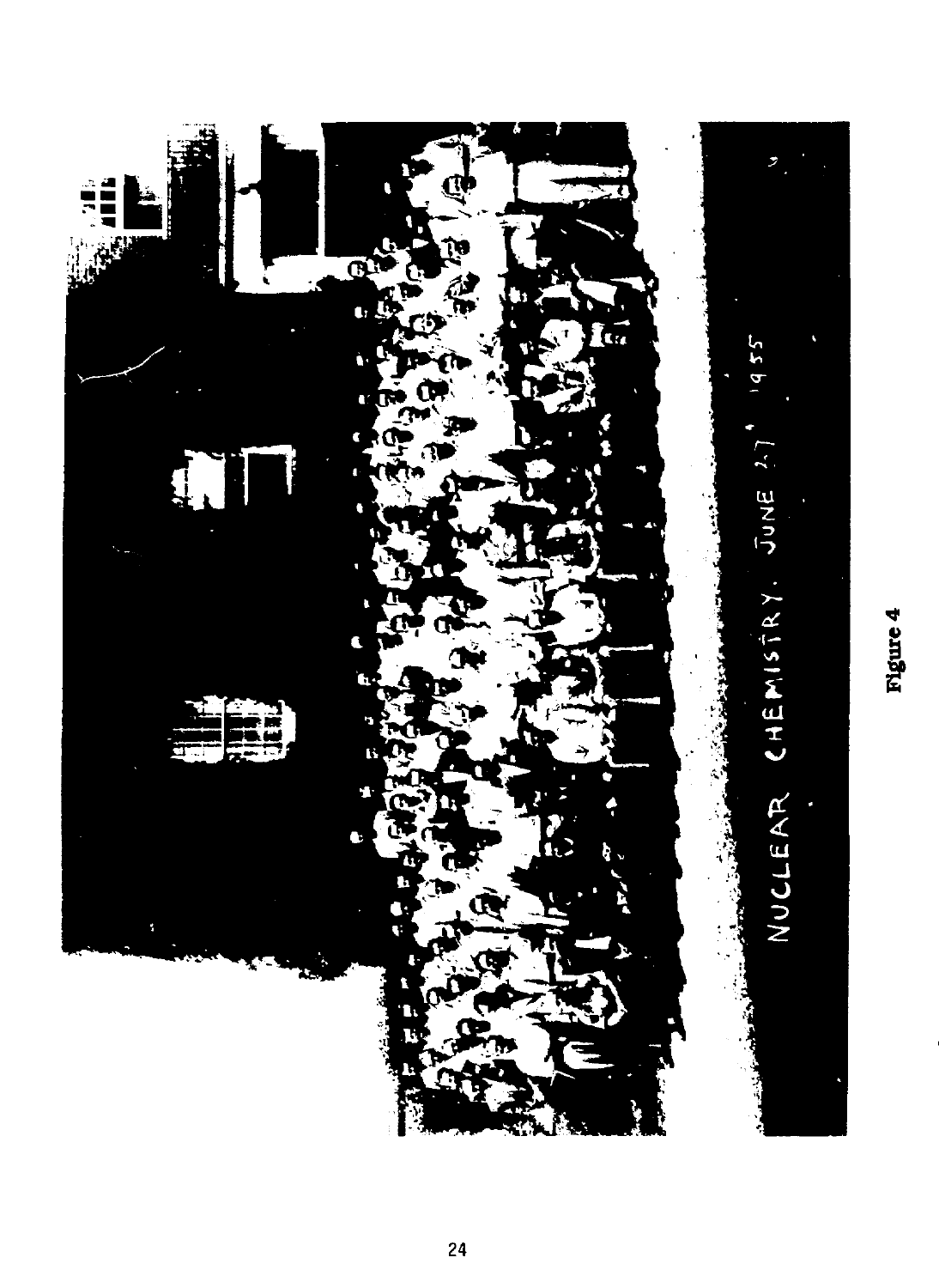NUCLEAR CHEMISTRY. JUNE 27, 1955

Figure 4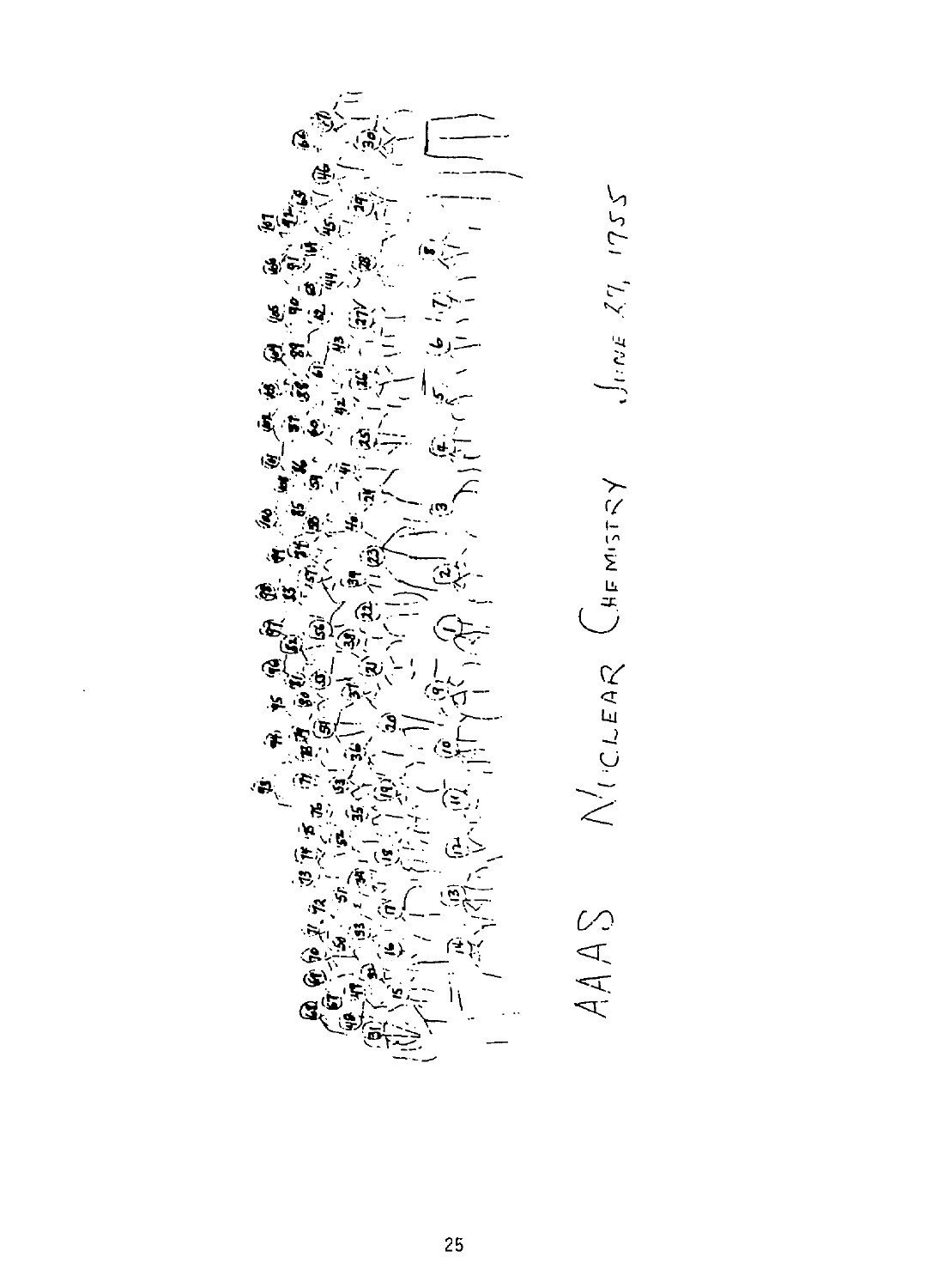AAAS Nuclear Chemistry June 27, 1955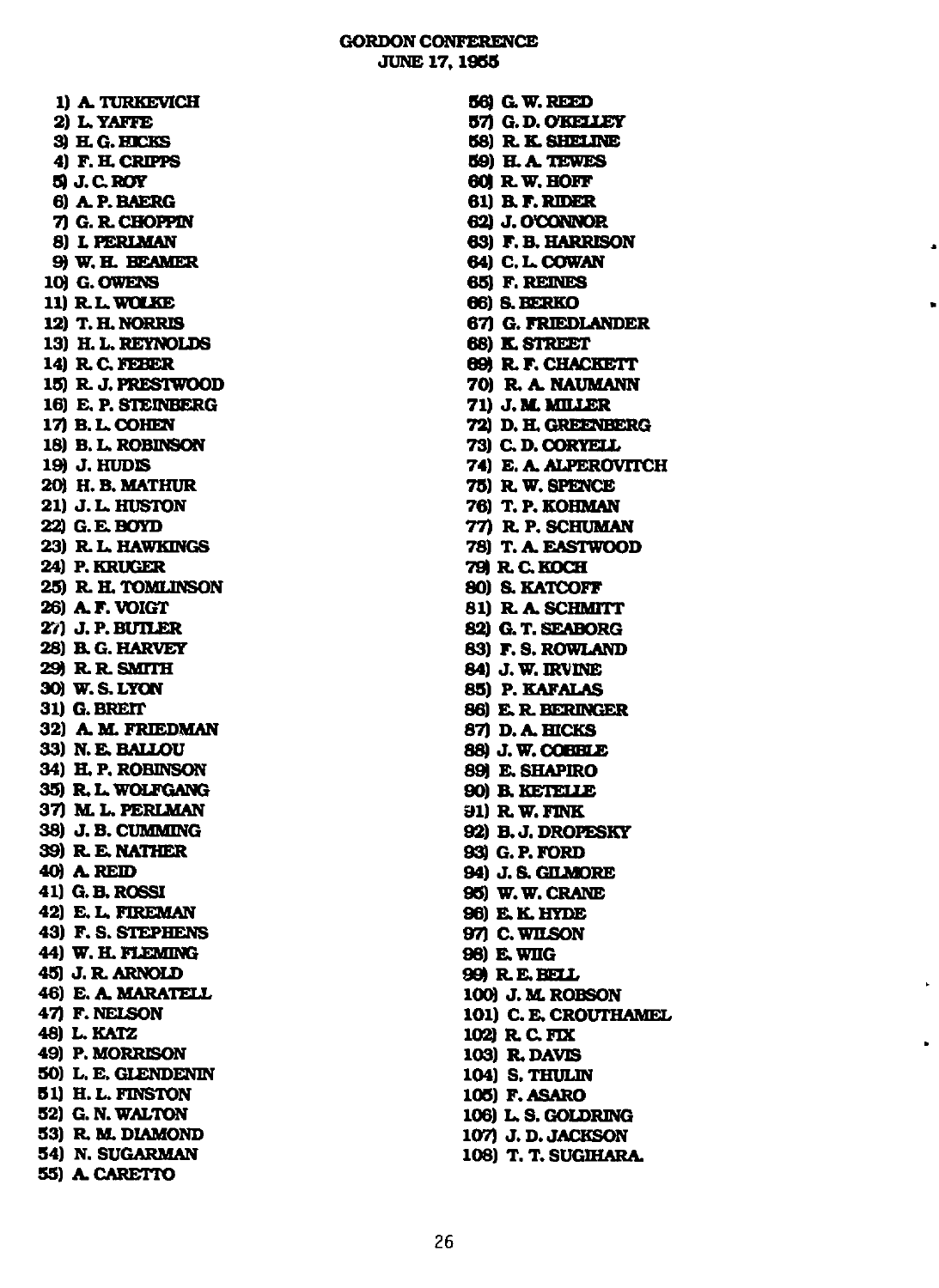# GORDON CONFERENCE
## JUNE 17, 1955

1) A. TURKEVICH
2) L. YAFFE
3) H. G. HICKS
4) F. H. CRIPPS
5) J. C. ROY
6) A. P. BAERG
7) G. R. CHOPPIN
8) I. PERLMAN
9) W. H. BEAMER
10) G. OWENS
11) R. L. WOLKE
12) T. H. NORRIS
13) H. L. REYNOLDS
14) R. C. FEBER
15) R. J. PRESTWOOD
16) E. P. STEINBERG
17) B. L. COHEN
18) B. L. ROBINSON
19) J. HUDIS
20) H. B. MATHUR
21) J. L. HUSTON
22) G. E. BOYD
23) R. L. HAWKINGS
24) P. KRUGER
25) R. H. TOMLINSON
26) A. F. VOIGT
27) J. P. BUTLER
28) B. G. HARVEY
29) R. R. SMITH
30) W. S. LYON
31) G. BREIT
32) A. M. FRIEDMAN
33) N. E. BALLOU
34) H. P. ROBINSON
35) R. L. WOLFGANG
37) M. L. PERLMAN
38) J. B. CUMMING
39) R. E. NATHER
40) A. REID
41) G. B. ROSSI
42) E. L. FIREMAN
43) F. S. STEPHENS
44) W. H. FLEMING
45) J. R. ARNOLD
46) E. A. MARATELL
47) F. NELSON
48) L. KATZ
49) P. MORRISON
50) L. E. GLENDENIN
51) H. L. FINSTON
52) G. N. WALTON
53) R. M. DIAMOND
54) N. SUGARMAN
55) A. CARETTO
56) G. W. REED
57) G. D. O'KELLEY
58) R. K. SHELINE
59) H. A. TEWES
60) R. W. HOFF
61) B. F. RIDER
62) J. O'CONNOR
63) F. B. HARRISON
64) C. L. COWAN
65) F. REINES
66) S. BERKO
67) G. FRIEDLANDER
68) K. STREET
69) R. F. CHACKETT
70) R. A. NAUMANN
71) J. M. MILLER
72) D. H. GREENBERG
73) C. D. CORYELL
74) E. A. ALPEROVITCH
75) R. W. SPENCE
76) T. P. KOHMAN
77) R. P. SCHUMAN
78) T. A. EASTWOOD
79) R. C. KOCH
80) S. KATCOFF
81) R. A. SCHMITT
82) G. T. SEABORG
83) F. S. ROWLAND
84) J. W. IRVINE
85) P. KAFALAS
86) E. R. BERINGER
87) D. A. HICKS
88) J. W. COBBLE
89) E. SHAPIRO
90) B. KETELLE
91) R. W. FINK
92) B. J. DROPESKY
93) G. P. FORD
94) J. S. GILMORE
95) W. W. CRANE
96) E. K. HYDE
97) C. WILSON
98) E. WIIG
99) R. E. BELL
100) J. M. ROBSON
101) C. E. CROUTHAMEL
102) R. C. FIX
103) R. DAVIS
104) S. THULIN
105) F. ASARO
106) L. S. GOLDRING
107) J. D. JACKSON
108) T. T. SUGIHARA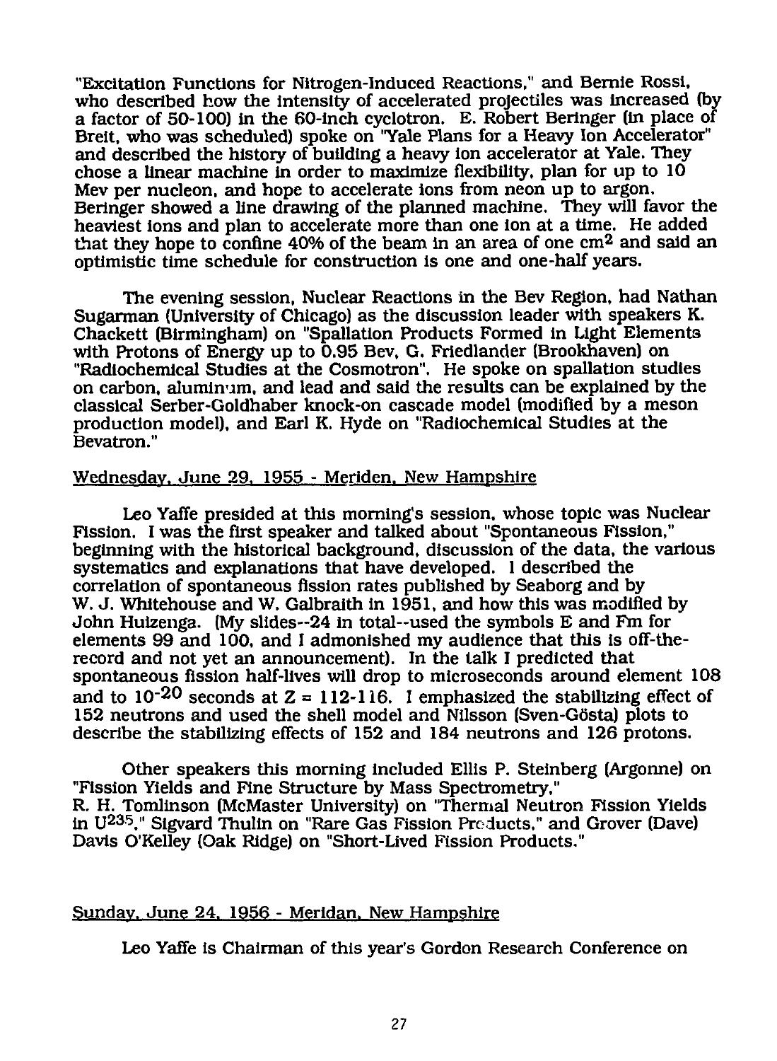"Excitation Functions for Nitrogen-Induced Reactions," and Bernie Rossi, who described how the intensity of accelerated projectiles was increased (by a factor of 50-100) in the 60-inch cyclotron. E. Robert Beringer (in place of Breit, who was scheduled) spoke on "Yale Plans for a Heavy Ion Accelerator" and described the history of building a heavy ion accelerator at Yale. They chose a linear machine in order to maximize flexibility, plan for up to 10 Mev per nucleon, and hope to accelerate ions from neon up to argon. Beringer showed a line drawing of the planned machine. They will favor the heaviest ions and plan to accelerate more than one ion at a time. He added that they hope to confine 40% of the beam in an area of one $cm^2$ and said an optimistic time schedule for construction is one and one-half years.

The evening session, Nuclear Reactions in the Bev Region, had Nathan Sugarman (University of Chicago) as the discussion leader with speakers K. Chackett (Birmingham) on "Spallation Products Formed in Light Elements with Protons of Energy up to 0.95 Bev, G. Friedlander (Brookhaven) on "Radiochemical Studies at the Cosmotron". He spoke on spallation studies on carbon, aluminum, and lead and said the results can be explained by the classical Serber-Goldhaber knock-on cascade model (modified by a meson production model), and Earl K. Hyde on "Radiochemical Studies at the Bevatron."

Wednesday, June 29, 1955 - Meriden, New Hampshire

Leo Yaffe presided at this morning's session, whose topic was Nuclear Fission. I was the first speaker and talked about "Spontaneous Fission," beginning with the historical background, discussion of the data, the various systematics and explanations that have developed. I described the correlation of spontaneous fission rates published by Seaborg and by W. J. Whitehouse and W. Galbraith in 1951, and how this was modified by John Huizenga. (My slides--24 in total--used the symbols E and Fm for elements 99 and 100, and I admonished my audience that this is off-the-record and not yet an announcement). In the talk I predicted that spontaneous fission half-lives will drop to microseconds around element 108 and to $10^{-20}$ seconds at Z = 112-116. I emphasized the stabilizing effect of 152 neutrons and used the shell model and Nilsson (Sven-Gösta) plots to describe the stabilizing effects of 152 and 184 neutrons and 126 protons.

Other speakers this morning included Ellis P. Steinberg (Argonne) on "Fission Yields and Fine Structure by Mass Spectrometry," R. H. Tomlinson (McMaster University) on "Thermal Neutron Fission Yields in $U^{235}$," Sigvard Thulin on "Rare Gas Fission Products," and Grover (Dave) Davis O'Kelley (Oak Ridge) on "Short-Lived Fission Products."

Sunday, June 24, 1956 - Meridan, New Hampshire

Leo Yaffe is Chairman of this year's Gordon Research Conference on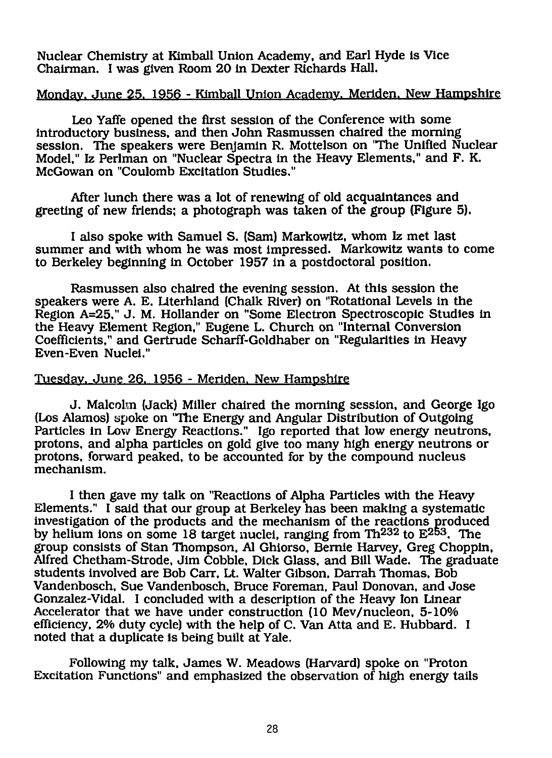Nuclear Chemistry at Kimball Union Academy, and Earl Hyde is Vice Chairman. I was given Room 20 in Dexter Richards Hall.

Monday, June 25, 1956 - Kimball Union Academy, Meriden, New Hampshire

Leo Yaffe opened the first session of the Conference with some introductory business, and then John Rasmussen chaired the morning session. The speakers were Benjamin R. Mottelson on "The Unified Nuclear Model," Iz Perlman on "Nuclear Spectra in the Heavy Elements," and F. K. McGowan on "Coulomb Excitation Studies."

After lunch there was a lot of renewing of old acquaintances and greeting of new friends; a photograph was taken of the group (Figure 5).

I also spoke with Samuel S. (Sam) Markowitz, whom Iz met last summer and with whom he was most impressed. Markowitz wants to come to Berkeley beginning in October 1957 in a postdoctoral position.

Rasmussen also chaired the evening session. At this session the speakers were A. E. Literhland (Chalk River) on "Rotational Levels in the Region A=25," J. M. Hollander on "Some Electron Spectroscopic Studies in the Heavy Element Region," Eugene L. Church on "Internal Conversion Coefficients," and Gertrude Scharff-Goldhaber on "Regularities in Heavy Even-Even Nuclei."

Tuesday, June 26, 1956 - Meriden, New Hampshire

J. Malcolm (Jack) Miller chaired the morning session, and George Igo (Los Alamos) spoke on "The Energy and Angular Distribution of Outgoing Particles in Low Energy Reactions." Igo reported that low energy neutrons, protons, and alpha particles on gold give too many high energy neutrons or protons, forward peaked, to be accounted for by the compound nucleus mechanism.

I then gave my talk on "Reactions of Alpha Particles with the Heavy Elements." I said that our group at Berkeley has been making a systematic investigation of the products and the mechanism of the reactions produced by helium ions on some 18 target nuclei, ranging from $Th^{232}$ to $E^{253}$. The group consists of Stan Thompson, Al Ghiorso, Bernie Harvey, Greg Choppin, Alfred Chetham-Strode, Jim Cobble, Dick Glass, and Bill Wade. The graduate students involved are Bob Carr, Lt. Walter Gibson, Darrah Thomas, Bob Vandenbosch, Sue Vandenbosch, Bruce Foreman, Paul Donovan, and Jose Gonzalez-Vidal. I concluded with a description of the Heavy Ion Linear Accelerator that we have under construction (10 Mev/nucleon, 5-10% efficiency, 2% duty cycle) with the help of C. Van Atta and E. Hubbard. I noted that a duplicate is being built at Yale.

Following my talk, James W. Meadows (Harvard) spoke on "Proton Excitation Functions" and emphasized the observation of high energy tails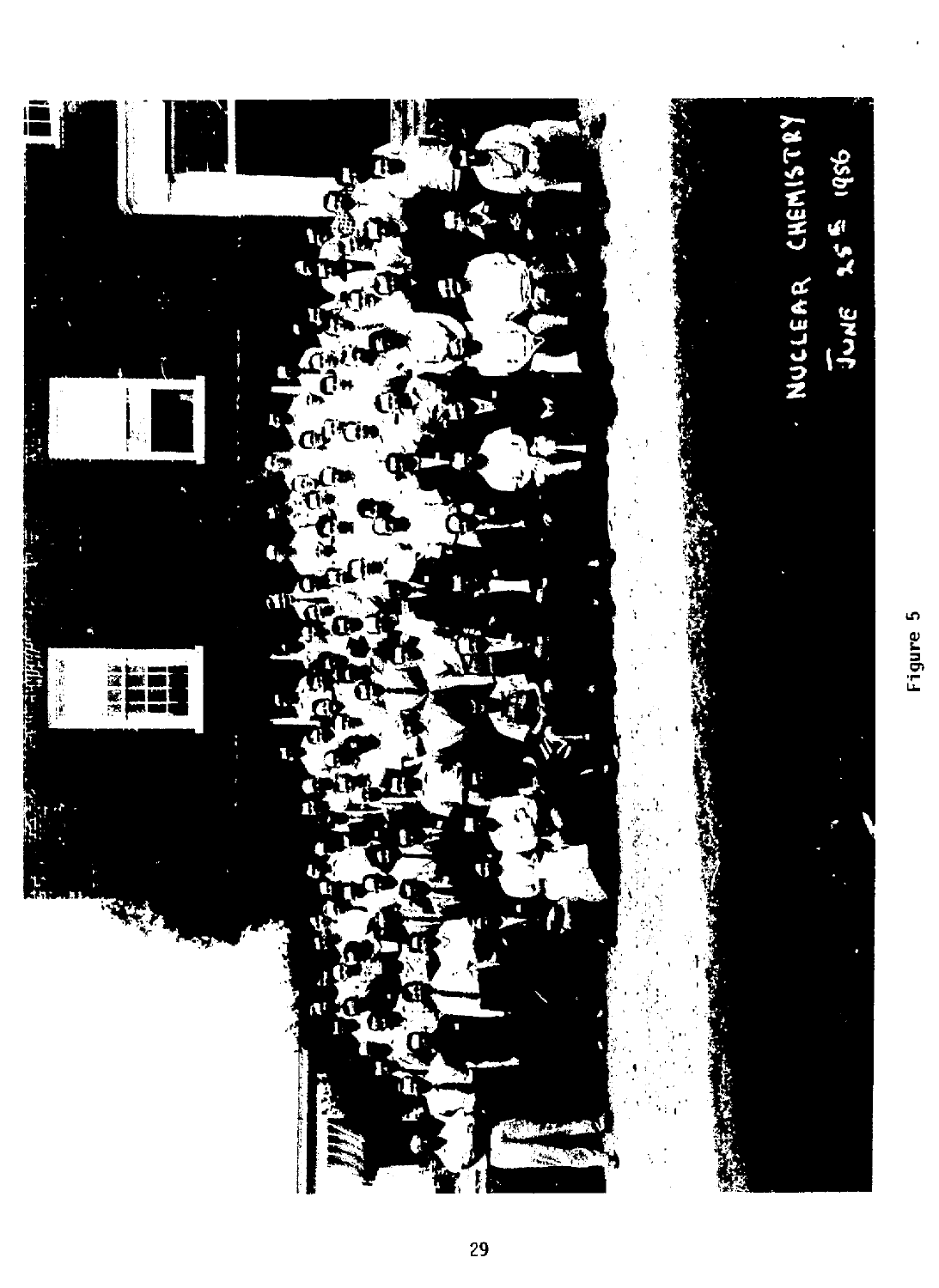NUCLEAR CHEMISTRY

JUNE 25th 1956

Figure 5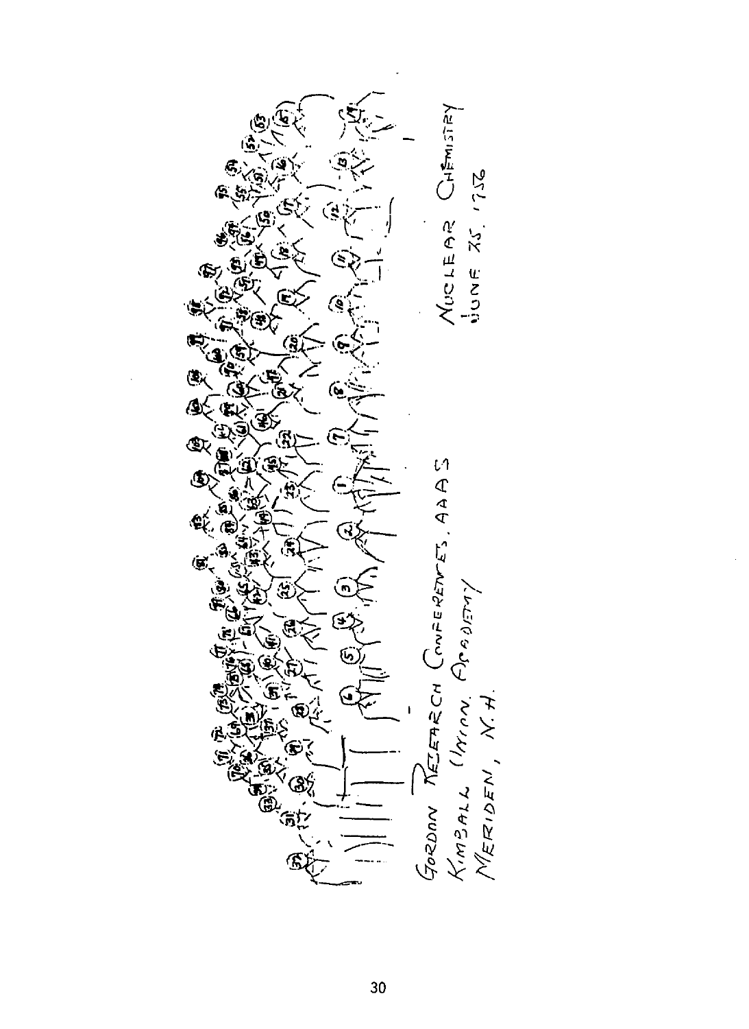GORDON RESEARCH CONFERENCES, AAAS
KIMBALL UNION ACADEMY
MERIDEN, N.H.

NUCLEAR CHEMISTRY
JUNE 25, 1956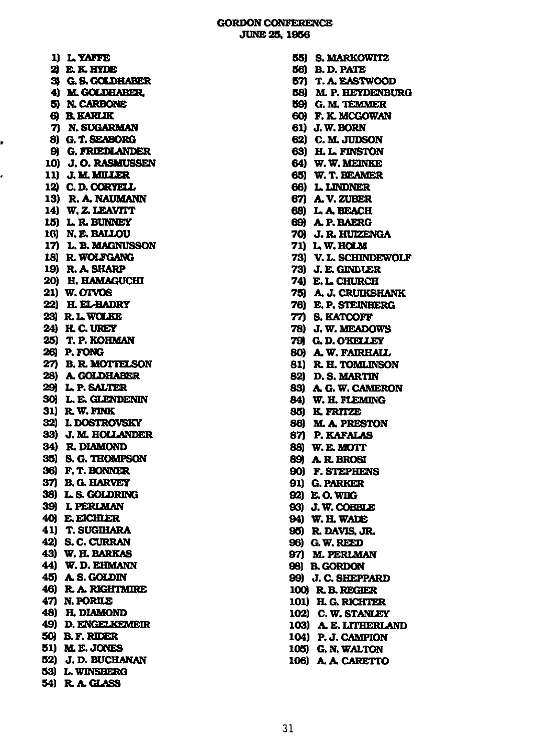GORDON CONFERENCE
JUNE 25, 1956

1) L. YAFFE
2) E. K. HYDE
3) G. S. GOLDHABER
4) M. GOLDHABER,
5) N. CARBONE
6) B. KARLIK
7) N. SUGARMAN
8) G. T. SEABORG
9) G. FRIEDLANDER
10) J. O. RASMUSSEN
11) J. M. MILLER
12) C. D. CORYELL
13) R. A. NAUMANN
14) W. Z. LEAVITT
15) L. R. BUNNEY
16) N. E. BALLOU
17) L. B. MAGNUSSON
18) R. WOLFGANG
19) R. A. SHARP
20) H. HAMAGUCHI
21) W. OTVOS
22) H. EL-BADRY
23) R. L. WOLKE
24) H. C. UREY
25) T. P. KOHMAN
26) P. FONG
27) B. R. MOTTELSON
28) A. GOLDHABER
29) L. P. SALTER
30) L. E. GLENDENIN
31) R. W. FINK
32) I. DOSTROVSKY
33) J. M. HOLLANDER
34) R. DIAMOND
35) S. G. THOMPSON
36) F. T. BONNER
37) B. G. HARVEY
38) L. S. GOLDRING
39) I. PERLMAN
40) E. EICHLER
41) T. SUGIHARA
42) S. C. CURRAN
43) W. H. BARKAS
44) W. D. EHMANN
45) A. S. GOLDIN
46) R. A. RIGHTMIRE
47) N. PORILE
48) H. DIAMOND
49) D. ENGELKEMEIR
50) B. F. RIDER
51) M. E. JONES
52) J. D. BUCHANAN
53) L. WINSBERG
54) R. A. GLASS
55) S. MARKOWITZ
56) B. D. PATE
57) T. A. EASTWOOD
58) M. P. HEYDENBURG
59) G. M. TEMMER
60) F. K. MCGOWAN
61) J. W. BORN
62) C. M. JUDSON
63) H. L. FINSTON
64) W. W. MEINKE
65) W. T. BEAMER
66) L. LINDNER
67) A. V. ZUBER
68) L. A. BEACH
69) A. P. BAERG
70) J. R. HUIZENGA
71) L. W. HOLM
73) V. L. SCHINDEWOLF
73) J. E. GINDLER
74) E. L. CHURCH
75) A. J. CRUIKSHANK
76) E. P. STEINBERG
77) S. KATCOFF
78) J. W. MEADOWS
79) G. D. O'KELLEY
80) A. W. FAIRHALL
81) R. H. TOMLINSON
82) D. S. MARTIN
83) A. G. W. CAMERON
84) W. H. FLEMING
85) K. FRITZE
86) M. A. PRESTON
87) P. KAFALAS
88) W. E. MOTT
89) A. R. BROSI
90) F. STEPHENS
91) G. PARKER
92) E. O. WIIG
93) J. W. COBBLE
94) W. H. WADE
95) R. DAVIS, JR.
96) G. W. REED
97) M. PERLMAN
98) B. GORDON
99) J. C. SHEPPARD
100) R. B. REGIER
101) H. G. RICHTER
102) C. W. STANLEY
103) A. E. LITHERLAND
104) P. J. CAMPION
105) G. N. WALTON
106) A. A. CARETTO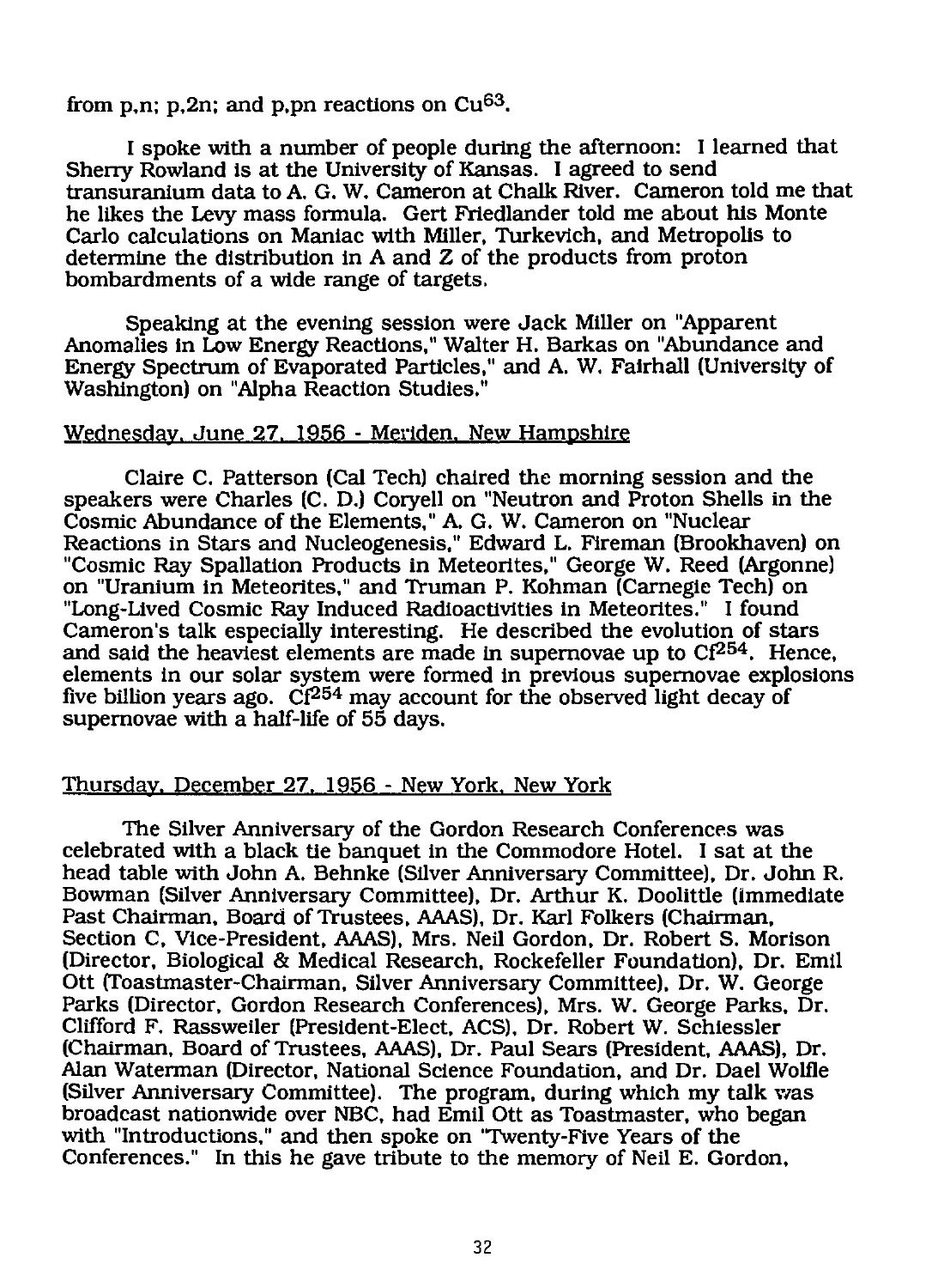from p,n; p,2n; and p,pn reactions on $Cu^{63}$.

I spoke with a number of people during the afternoon: I learned that Sherry Rowland is at the University of Kansas. I agreed to send transuranium data to A. G. W. Cameron at Chalk River. Cameron told me that he likes the Levy mass formula. Gert Friedlander told me about his Monte Carlo calculations on Maniac with Miller, Turkevich, and Metropolis to determine the distribution in A and Z of the products from proton bombardments of a wide range of targets.

Speaking at the evening session were Jack Miller on "Apparent Anomalies in Low Energy Reactions," Walter H. Barkas on "Abundance and Energy Spectrum of Evaporated Particles," and A. W. Fairhall (University of Washington) on "Alpha Reaction Studies."

Wednesday, June 27, 1956 - Meriden, New Hampshire

Claire C. Patterson (Cal Tech) chaired the morning session and the speakers were Charles (C. D.) Coryell on "Neutron and Proton Shells in the Cosmic Abundance of the Elements," A. G. W. Cameron on "Nuclear Reactions in Stars and Nucleogenesis," Edward L. Fireman (Brookhaven) on "Cosmic Ray Spallation Products in Meteorites," George W. Reed (Argonne) on "Uranium in Meteorites," and Truman P. Kohman (Carnegie Tech) on "Long-Lived Cosmic Ray Induced Radioactivities in Meteorites." I found Cameron's talk especially interesting. He described the evolution of stars and said the heaviest elements are made in supernovae up to $Cf^{254}$. Hence, elements in our solar system were formed in previous supernovae explosions five billion years ago. $Cf^{254}$ may account for the observed light decay of supernovae with a half-life of 55 days.

Thursday, December 27, 1956 - New York, New York

The Silver Anniversary of the Gordon Research Conferences was celebrated with a black tie banquet in the Commodore Hotel. I sat at the head table with John A. Behnke (Silver Anniversary Committee), Dr. John R. Bowman (Silver Anniversary Committee), Dr. Arthur K. Doolittle (immediate Past Chairman, Board of Trustees, AAAS), Dr. Karl Folkers (Chairman, Section C, Vice-President, AAAS), Mrs. Neil Gordon, Dr. Robert S. Morison (Director, Biological & Medical Research, Rockefeller Foundation), Dr. Emil Ott (Toastmaster-Chairman, Silver Anniversary Committee), Dr. W. George Parks (Director, Gordon Research Conferences), Mrs. W. George Parks, Dr. Clifford F. Rassweiler (President-Elect, ACS), Dr. Robert W. Schiessler (Chairman, Board of Trustees, AAAS), Dr. Paul Sears (President, AAAS), Dr. Alan Waterman (Director, National Science Foundation, and Dr. Dael Wolfle (Silver Anniversary Committee). The program, during which my talk was broadcast nationwide over NBC, had Emil Ott as Toastmaster, who began with "Introductions," and then spoke on "Twenty-Five Years of the Conferences." In this he gave tribute to the memory of Neil E. Gordon,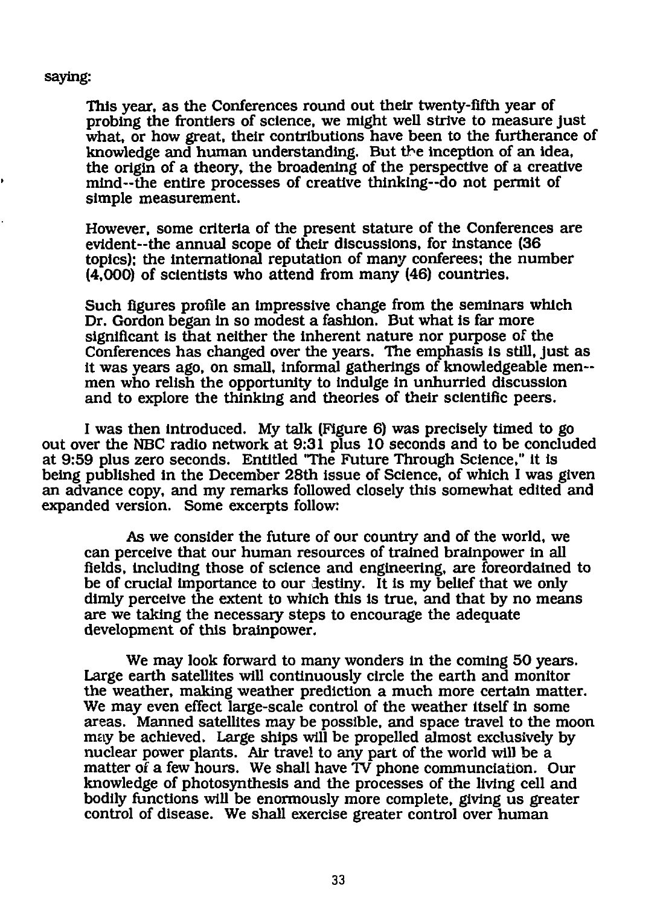saying:

> This year, as the Conferences round out their twenty-fifth year of probing the frontiers of science, we might well strive to measure just what, or how great, their contributions have been to the furtherance of knowledge and human understanding. But the inception of an idea, the origin of a theory, the broadening of the perspective of a creative mind--the entire processes of creative thinking--do not permit of simple measurement.
>
> However, some criteria of the present stature of the Conferences are evident--the annual scope of their discussions, for instance (36 topics); the international reputation of many conferees; the number (4,000) of scientists who attend from many (46) countries.
>
> Such figures profile an impressive change from the seminars which Dr. Gordon began in so modest a fashion. But what is far more significant is that neither the inherent nature nor purpose of the Conferences has changed over the years. The emphasis is still, just as it was years ago, on small, informal gatherings of knowledgeable men--men who relish the opportunity to indulge in unhurried discussion and to explore the thinking and theories of their scientific peers.

I was then introduced. My talk (Figure 6) was precisely timed to go out over the NBC radio network at 9:31 plus 10 seconds and to be concluded at 9:59 plus zero seconds. Entitled "The Future Through Science," it is being published in the December 28th issue of Science, of which I was given an advance copy, and my remarks followed closely this somewhat edited and expanded version. Some excerpts follow:

> As we consider the future of our country and of the world, we can perceive that our human resources of trained brainpower in all fields, including those of science and engineering, are foreordained to be of crucial importance to our destiny. It is my belief that we only dimly perceive the extent to which this is true, and that by no means are we taking the necessary steps to encourage the adequate development of this brainpower.
>
> We may look forward to many wonders in the coming 50 years. Large earth satellites will continuously circle the earth and monitor the weather, making weather prediction a much more certain matter. We may even effect large-scale control of the weather itself in some areas. Manned satellites may be possible, and space travel to the moon may be achieved. Large ships will be propelled almost exclusively by nuclear power plants. Air travel to any part of the world will be a matter of a few hours. We shall have TV phone communciation. Our knowledge of photosynthesis and the processes of the living cell and bodily functions will be enormously more complete, giving us greater control of disease. We shall exercise greater control over human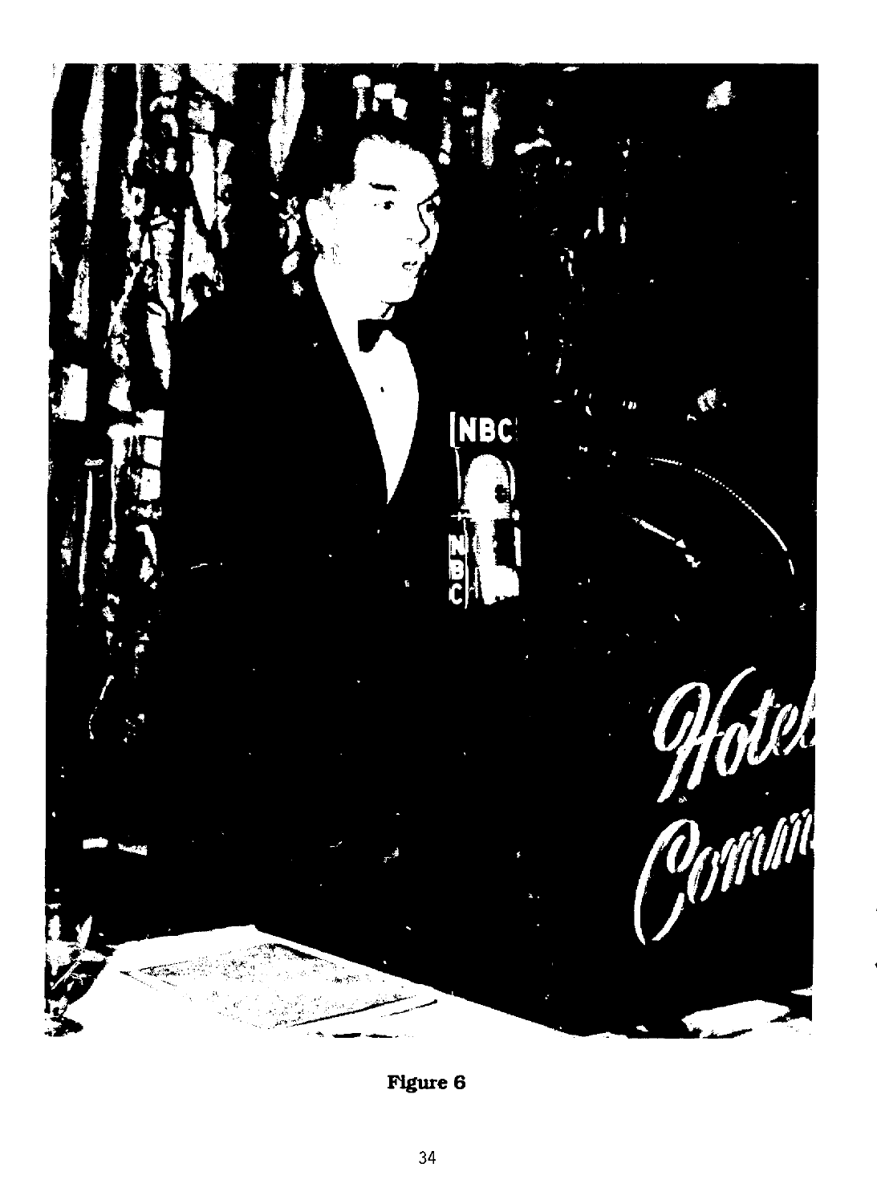Figure 6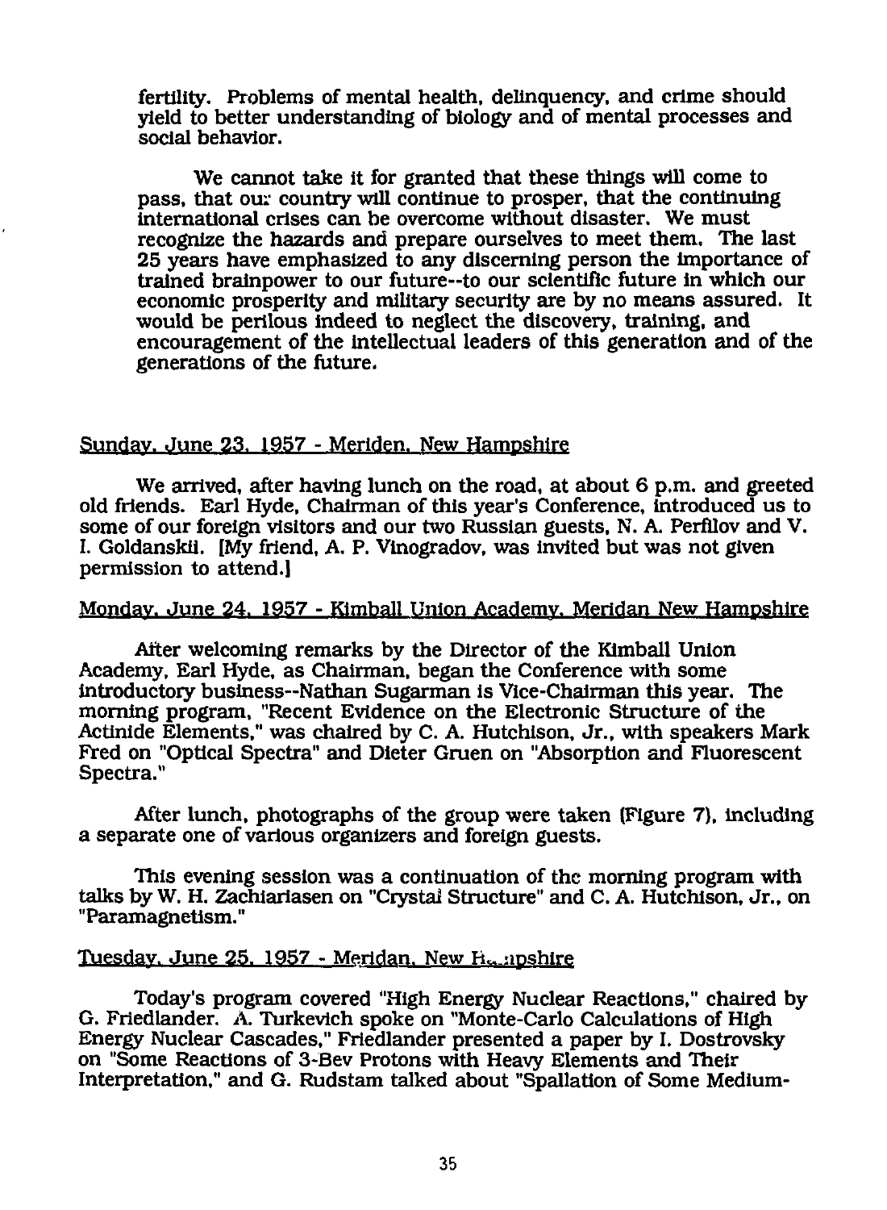fertility. Problems of mental health, delinquency, and crime should yield to better understanding of biology and of mental processes and social behavior.

We cannot take it for granted that these things will come to pass, that our country will continue to prosper, that the continuing international crises can be overcome without disaster. We must recognize the hazards and prepare ourselves to meet them. The last 25 years have emphasized to any discerning person the importance of trained brainpower to our future--to our scientific future in which our economic prosperity and military security are by no means assured. It would be perilous indeed to neglect the discovery, training, and encouragement of the intellectual leaders of this generation and of the generations of the future.

## Sunday, June 23, 1957 - Meriden, New Hampshire

We arrived, after having lunch on the road, at about 6 p.m. and greeted old friends. Earl Hyde, Chairman of this year's Conference, introduced us to some of our foreign visitors and our two Russian guests, N. A. Perfilov and V. I. Goldanskii. [My friend, A. P. Vinogradov, was invited but was not given permission to attend.]

## Monday, June 24, 1957 - Kimball Union Academy, Meridan New Hampshire

After welcoming remarks by the Director of the Kimball Union Academy, Earl Hyde, as Chairman, began the Conference with some introductory business--Nathan Sugarman is Vice-Chairman this year. The morning program, "Recent Evidence on the Electronic Structure of the Actinide Elements," was chaired by C. A. Hutchison, Jr., with speakers Mark Fred on "Optical Spectra" and Dieter Gruen on "Absorption and Fluorescent Spectra."

After lunch, photographs of the group were taken (Figure 7), including a separate one of various organizers and foreign guests.

This evening session was a continuation of the morning program with talks by W. H. Zachiariasen on "Crystal Structure" and C. A. Hutchison, Jr., on "Paramagnetism."

## Tuesday, June 25, 1957 - Meridan, New Hampshire

Today's program covered "High Energy Nuclear Reactions," chaired by G. Friedlander. A. Turkevich spoke on "Monte-Carlo Calculations of High Energy Nuclear Cascades," Friedlander presented a paper by I. Dostrovsky on "Some Reactions of 3-Bev Protons with Heavy Elements and Their Interpretation," and G. Rudstam talked about "Spallation of Some Medium-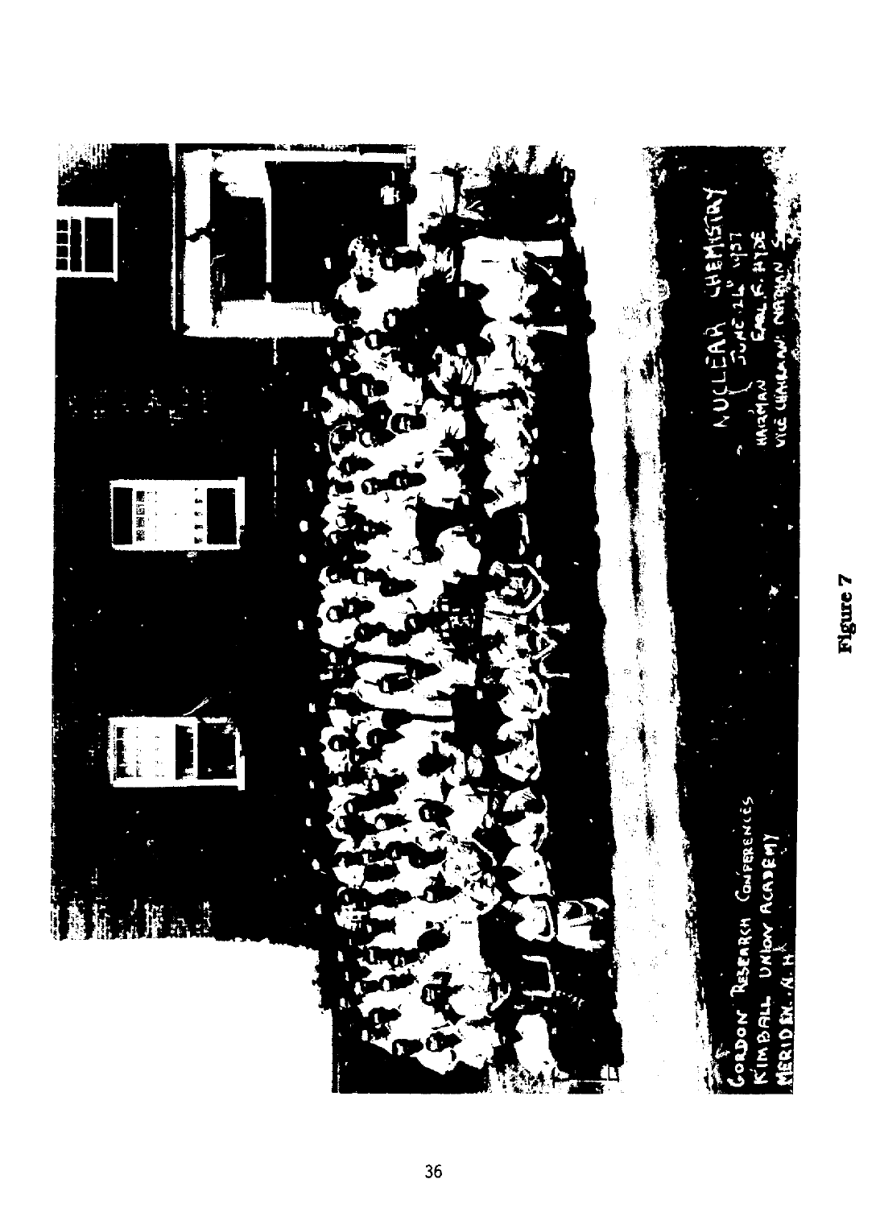Figure 7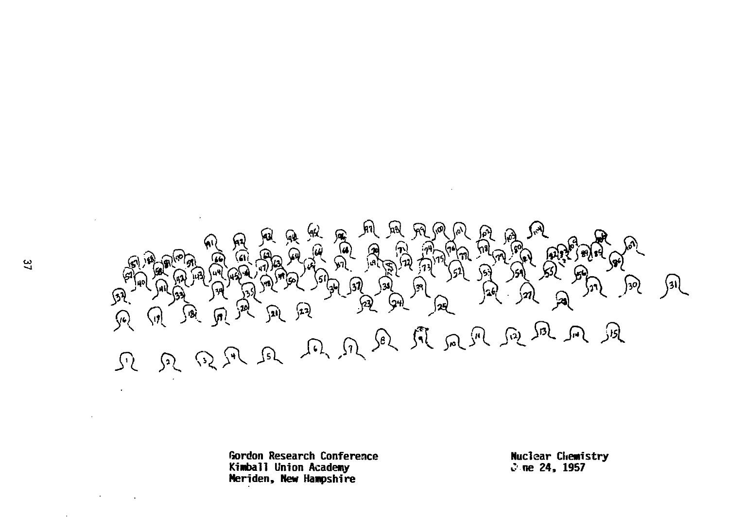Gordon Research Conference
Kimball Union Academy
Meriden, New Hampshire

Nuclear Chemistry
June 24, 1957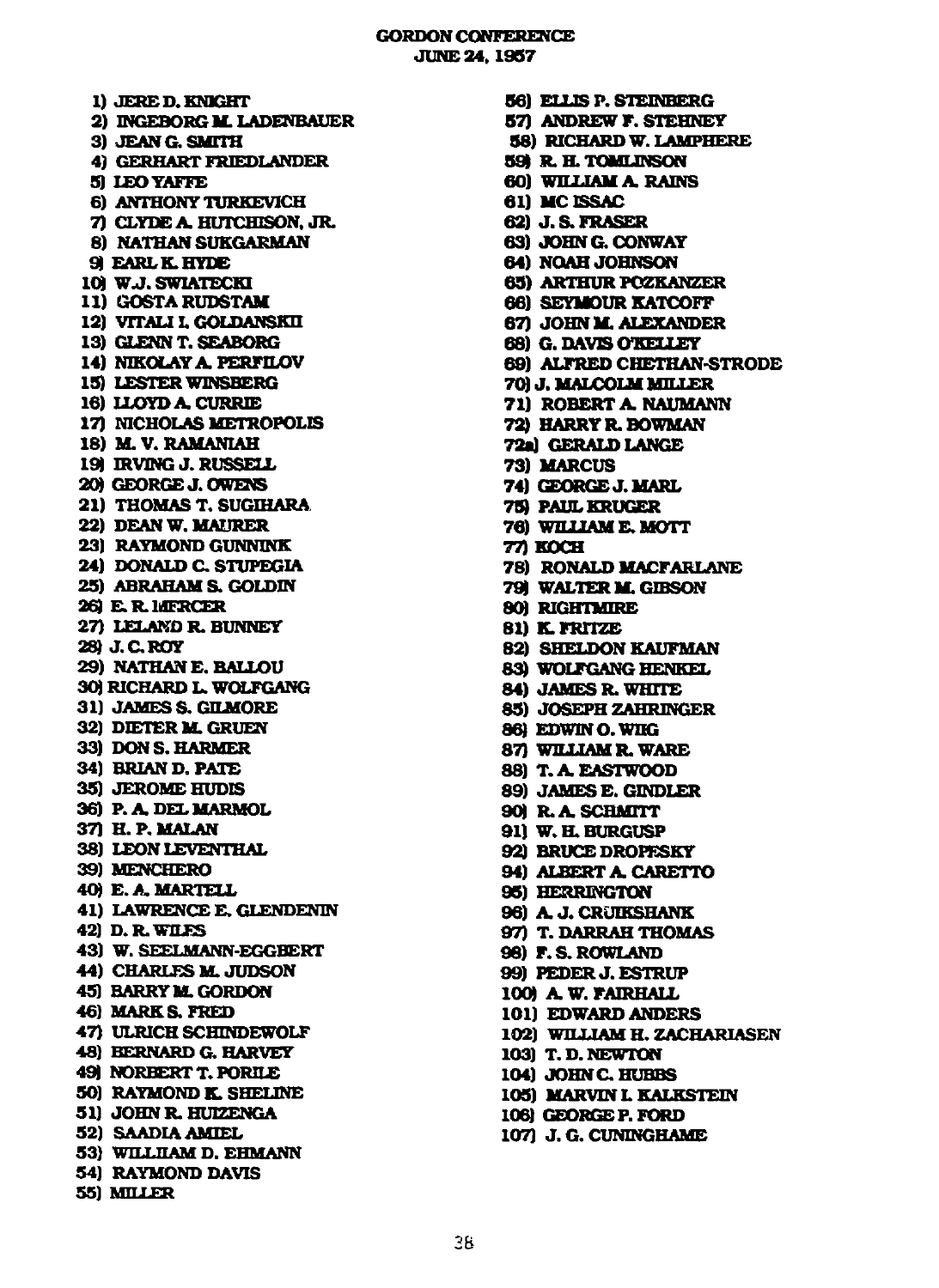**GORDON CONFERENCE**
**JUNE 24, 1957**

1) JERE D. KNIGHT
2) INGEBORG M. LADENBAUER
3) JEAN G. SMITH
4) GERHART FRIEDLANDER
5) LEO YAFFE
6) ANTHONY TURKEVICH
7) CLYDE A. HUTCHISON, JR.
8) NATHAN SUKGARMAN
9) EARL K. HYDE
10) W.J. SWIATECKI
11) GOSTA RUDSTAM
12) VITALI I. GOLDANSKII
13) GLENN T. SEABORG
14) NIKOLAY A. PERFILOV
15) LESTER WINSBERG
16) LLOYD A. CURRIE
17) NICHOLAS METROPOLIS
18) M. V. RAMANIAH
19) IRVING J. RUSSELL
20) GEORGE J. OWENS
21) THOMAS T. SUGIHARA
22) DEAN W. MAURER
23) RAYMOND GUNNINK
24) DONALD C. STUPEGIA
25) ABRAHAM S. GOLDIN
26) E. R. MERCER
27) LELAND R. BUNNEY
28) J. C. ROY
29) NATHAN E. BALLOU
30) RICHARD L. WOLFGANG
31) JAMES S. GILMORE
32) DIETER M. GRUEN
33) DON S. HARMER
34) BRIAN D. PATE
35) JEROME HUDIS
36) P. A. DEL MARMOL
37) H. P. MALAN
38) LEON LEVENTHAL
39) MENCHERO
40) E. A. MARTELL
41) LAWRENCE E. GLENDENIN
42) D. R. WILES
43) W. SEELMANN-EGGBERT
44) CHARLES M. JUDSON
45) BARRY M. GORDON
46) MARK S. FRED
47) ULRICH SCHINDEWOLF
48) BERNARD G. HARVEY
49) NORBERT T. PORILE
50) RAYMOND K. SHELINE
51) JOHN R. HUIZENGA
52) SAADIA AMIEL
53) WILLIAM D. EHMANN
54) RAYMOND DAVIS
55) MILLER
56) ELLIS P. STEINBERG
57) ANDREW F. STEHNEY
58) RICHARD W. LAMPHERE
59) R. H. TOMLINSON
60) WILLIAM A. RAINS
61) MC ISSAC
62) J. S. FRASER
63) JOHN G. CONWAY
64) NOAH JOHNSON
65) ARTHUR POZKANZER
66) SEYMOUR KATCOFF
67) JOHN M. ALEXANDER
68) G. DAVIS O'KELLEY
69) ALFRED CHETHAN-STRODE
70) J. MALCOLM MILLER
71) ROBERT A. NAUMANN
72) HARRY R. BOWMAN
72a) GERALD LANGE
73) MARCUS
74) GEORGE J. MARL
75) PAUL KRUGER
76) WILLIAM E. MOTT
77) KOCH
78) RONALD MACFARLANE
79) WALTER M. GIBSON
80) RIGHTMIRE
81) K. FRITZE
82) SHELDON KAUFMAN
83) WOLFGANG HENKEL
84) JAMES R. WHITE
85) JOSEPH ZAHRINGER
86) EDWIN O. WIIG
87) WILLIAM R. WARE
88) T. A. EASTWOOD
89) JAMES E. GINDLER
90) R. A. SCHMITT
91) W. H. BURGUSP
92) BRUCE DROPESKY
94) ALBERT A. CARETTO
95) HERRINGTON
96) A. J. CRUIKSHANK
97) T. DARRAH THOMAS
98) F. S. ROWLAND
99) PEDER J. ESTRUP
100) A. W. FAIRHALL
101) EDWARD ANDERS
102) WILLIAM H. ZACHARIASEN
103) T. D. NEWTON
104) JOHN C. HUBBS
105) MARVIN I. KALKSTEIN
106) GEORGE P. FORD
107) J. G. CUNINGHAME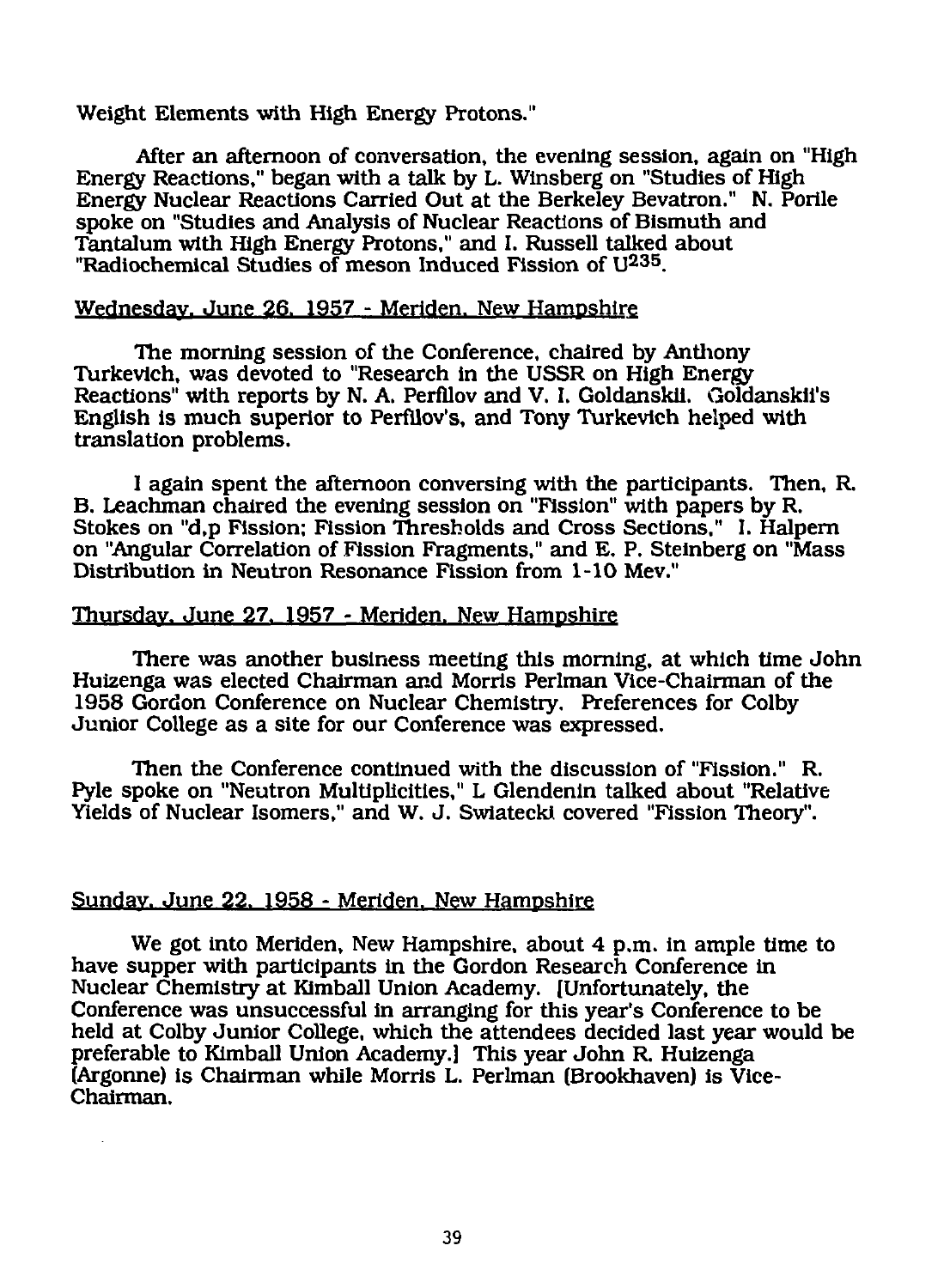Weight Elements with High Energy Protons."

After an afternoon of conversation, the evening session, again on "High Energy Reactions," began with a talk by L. Winsberg on "Studies of High Energy Nuclear Reactions Carried Out at the Berkeley Bevatron." N. Porile spoke on "Studies and Analysis of Nuclear Reactions of Bismuth and Tantalum with High Energy Protons," and I. Russell talked about "Radiochemical Studies of meson Induced Fission of $U^{235}$.

<u>Wednesday, June 26, 1957 - Meriden, New Hampshire</u>

The morning session of the Conference, chaired by Anthony Turkevich, was devoted to "Research in the USSR on High Energy Reactions" with reports by N. A. Perfilov and V. I. Goldanskii. Goldanskii's English is much superior to Perfilov's, and Tony Turkevich helped with translation problems.

I again spent the afternoon conversing with the participants. Then, R. B. Leachman chaired the evening session on "Fission" with papers by R. Stokes on "d,p Fission; Fission Thresholds and Cross Sections," I. Halpern on "Angular Correlation of Fission Fragments," and E. P. Steinberg on "Mass Distribution in Neutron Resonance Fission from 1-10 Mev."

<u>Thursday, June 27, 1957 - Meriden, New Hampshire</u>

There was another business meeting this morning, at which time John Huizenga was elected Chairman and Morris Perlman Vice-Chairman of the 1958 Gordon Conference on Nuclear Chemistry. Preferences for Colby Junior College as a site for our Conference was expressed.

Then the Conference continued with the discussion of "Fission." R. Pyle spoke on "Neutron Multiplicities," L Glendenin talked about "Relative Yields of Nuclear Isomers," and W. J. Swiatecki covered "Fission Theory".

<u>Sunday, June 22, 1958 - Meriden, New Hampshire</u>

We got into Meriden, New Hampshire, about 4 p.m. in ample time to have supper with participants in the Gordon Research Conference in Nuclear Chemistry at Kimball Union Academy. [Unfortunately, the Conference was unsuccessful in arranging for this year's Conference to be held at Colby Junior College, which the attendees decided last year would be preferable to Kimball Union Academy.] This year John R. Huizenga (Argonne) is Chairman while Morris L. Perlman (Brookhaven) is Vice-Chairman.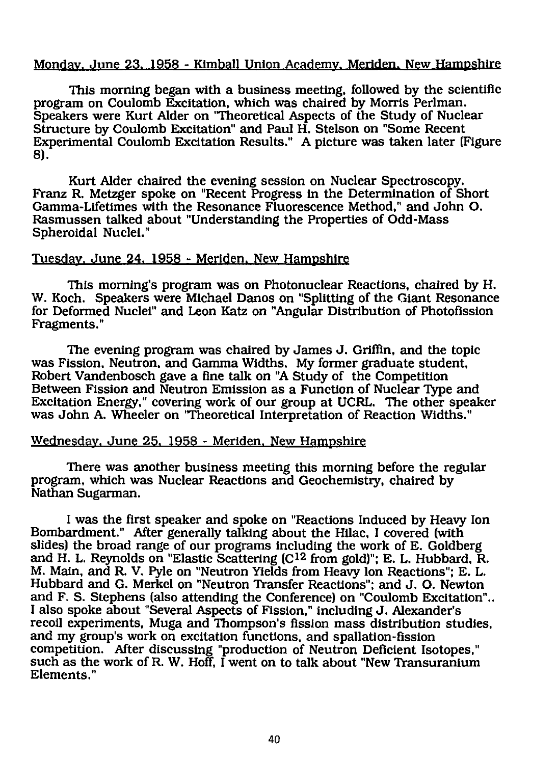Monday, June 23, 1958 - Kimball Union Academy, Meriden, New Hampshire

This morning began with a business meeting, followed by the scientific program on Coulomb Excitation, which was chaired by Morris Perlman. Speakers were Kurt Alder on "Theoretical Aspects of the Study of Nuclear Structure by Coulomb Excitation" and Paul H. Stelson on "Some Recent Experimental Coulomb Excitation Results." A picture was taken later (Figure 8).

Kurt Alder chaired the evening session on Nuclear Spectroscopy. Franz R. Metzger spoke on "Recent Progress in the Determination of Short Gamma-Lifetimes with the Resonance Fluorescence Method," and John O. Rasmussen talked about "Understanding the Properties of Odd-Mass Spheroidal Nuclei."

Tuesday, June 24, 1958 - Meriden, New Hampshire

This morning's program was on Photonuclear Reactions, chaired by H. W. Koch. Speakers were Michael Danos on "Splitting of the Giant Resonance for Deformed Nuclei" and Leon Katz on "Angular Distribution of Photofission Fragments."

The evening program was chaired by James J. Griffin, and the topic was Fission, Neutron, and Gamma Widths. My former graduate student, Robert Vandenbosch gave a fine talk on "A Study of the Competition Between Fission and Neutron Emission as a Function of Nuclear Type and Excitation Energy," covering work of our group at UCRL. The other speaker was John A. Wheeler on "Theoretical Interpretation of Reaction Widths."

Wednesday, June 25, 1958 - Meriden, New Hampshire

There was another business meeting this morning before the regular program, which was Nuclear Reactions and Geochemistry, chaired by Nathan Sugarman.

I was the first speaker and spoke on "Reactions Induced by Heavy Ion Bombardment." After generally talking about the Hilac, I covered (with slides) the broad range of our programs including the work of E. Goldberg and H. L. Reynolds on "Elastic Scattering ($C^{12}$ from gold)"; E. L. Hubbard, R. M. Main, and R. V. Pyle on "Neutron Yields from Heavy Ion Reactions"; E. L. Hubbard and G. Merkel on "Neutron Transfer Reactions"; and J. O. Newton and F. S. Stephens (also attending the Conference) on "Coulomb Excitation".. I also spoke about "Several Aspects of Fission," including J. Alexander's recoil experiments, Muga and Thompson's fission mass distribution studies, and my group's work on excitation functions, and spallation-fission competition. After discussing "production of Neutron Deficient Isotopes," such as the work of R. W. Hoff, I went on to talk about "New Transuranium Elements."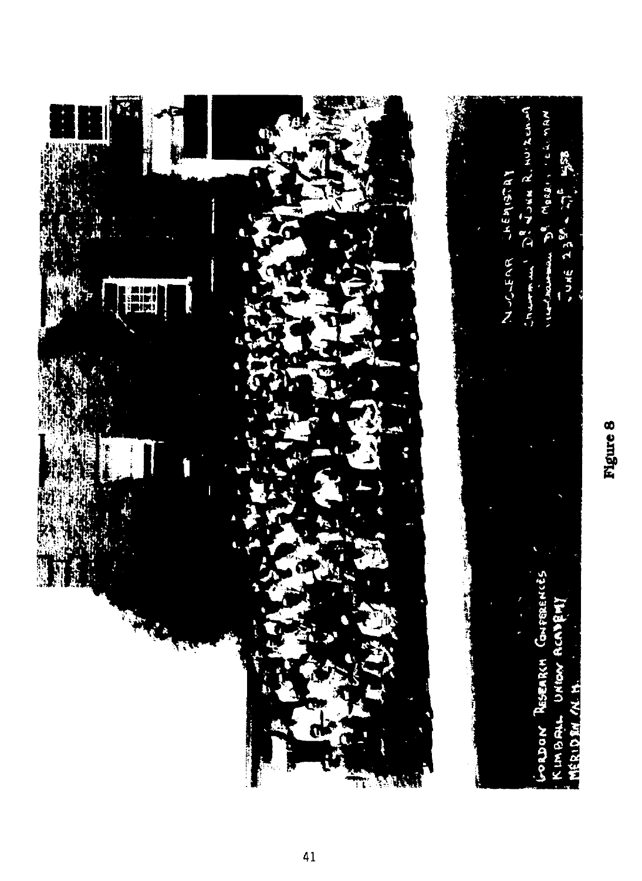Figure 8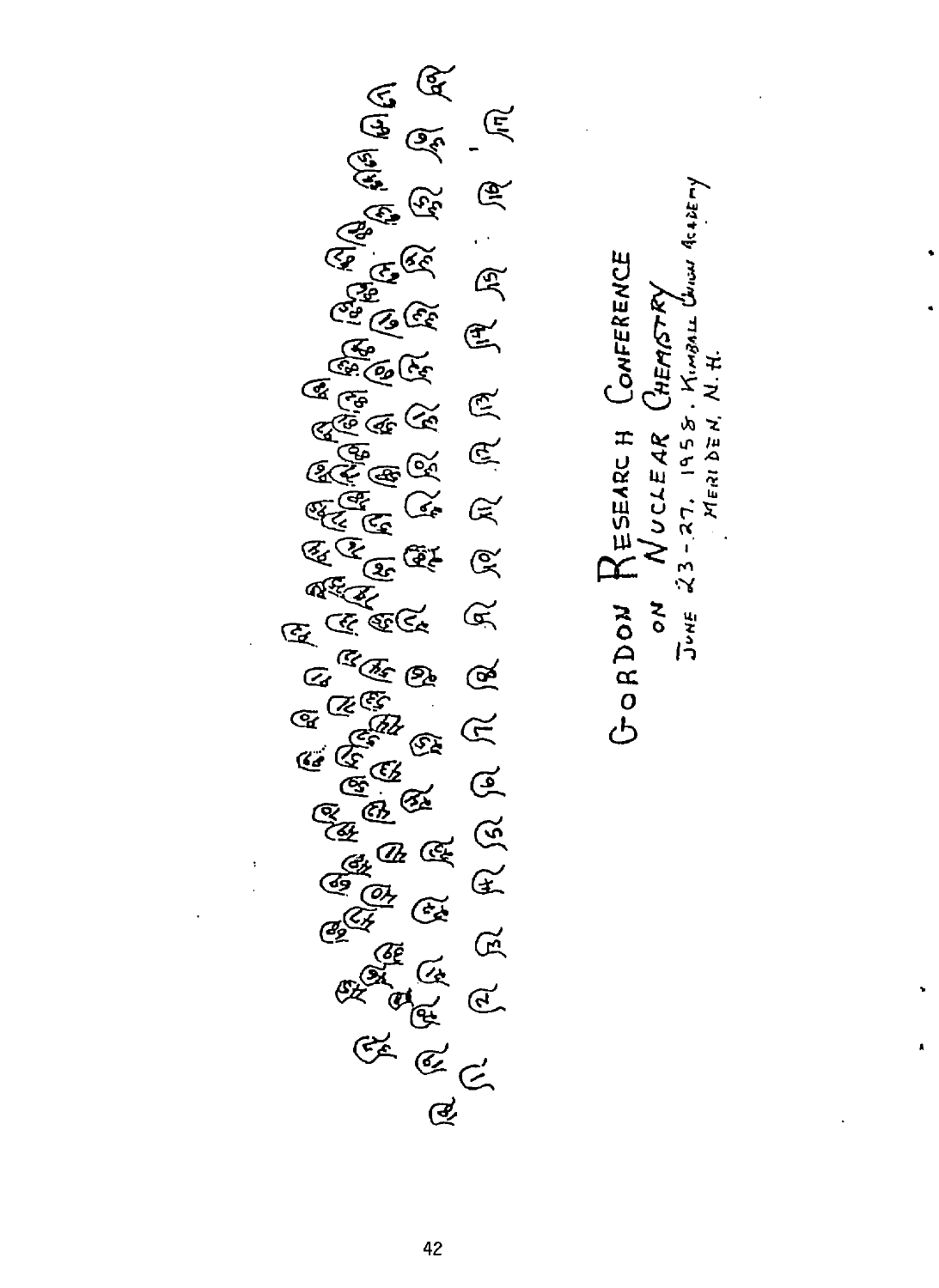GORDON RESEARCH CONFERENCE
ON NUCLEAR CHEMISTRY
JUNE 23-27, 1958. KIMBALL UNION ACADEMY
MERIDEN, N.H.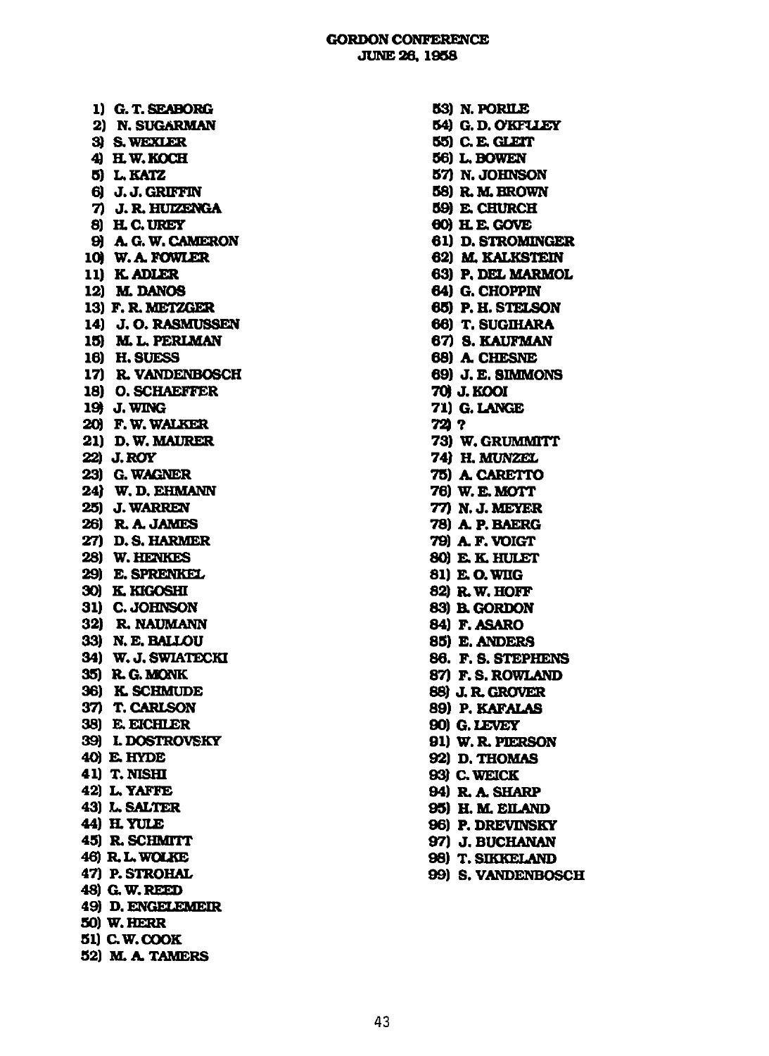**GORDON CONFERENCE**
**JUNE 26, 1958**

1) G. T. SEABORG
2) N. SUGARMAN
3) S. WEXLER
4) H. W. KOCH
5) L. KATZ
6) J. J. GRIFFIN
7) J. R. HUIZENGA
8) H. C. UREY
9) A. G. W. CAMERON
10) W. A. FOWLER
11) K. ADLER
12) M. DANOS
13) F. R. METZGER
14) J. O. RASMUSSEN
15) M. L. PERLMAN
16) H. SUESS
17) R. VANDENBOSCH
18) O. SCHAEFFER
19) J. WING
20) F. W. WALKER
21) D. W. MAURER
22) J. ROY
23) G. WAGNER
24) W. D. EHMANN
25) J. WARREN
26) R. A. JAMES
27) D. S. HARMER
28) W. HENKES
29) E. SPRENKEL
30) K. KIGOSHI
31) C. JOHNSON
32) R. NAUMANN
33) N. E. BALLOU
34) W. J. SWIATECKI
35) R. G. MONK
36) K. SCHMUDE
37) T. CARLSON
38) E. EICHLER
39) I. DOSTROVSKY
40) E. HYDE
41) T. NISHI
42) L. YAFFE
43) L. SALTER
44) H. YULE
45) R. SCHMITT
46) R. L. WOLKE
47) P. STROHAL
48) G. W. REED
49) D. ENGELEMEIR
50) W. HERR
51) C. W. COOK
52) M. A. TAMERS
53) N. PORILE
54) G. D. O'KELLEY
55) C. E. GLEIT
56) L. BOWEN
57) N. JOHNSON
58) R. M. BROWN
59) E. CHURCH
60) H. E. GOVE
61) D. STROMINGER
62) M. KALKSTEIN
63) P. DEL MARMOL
64) G. CHOPPIN
65) P. H. STELSON
66) T. SUGIHARA
67) S. KAUFMAN
68) A. CHESNE
69) J. E. SIMMONS
70) J. KOOI
71) G. LANGE
72) ?
73) W. GRUMMITT
74) H. MUNZEL
75) A. CARETTO
76) W. E. MOTT
77) N. J. MEYER
78) A. P. BAERG
79) A. F. VOIGT
80) E. K. HULET
81) E. O. WIIG
82) R. W. HOFF
83) B. GORDON
84) F. ASARO
85) E. ANDERS
86. F. S. STEPHENS
87) F. S. ROWLAND
88) J. R. GROVER
89) P. KAFALAS
90) G. LEVEY
91) W. R. PIERSON
92) D. THOMAS
93) C. WEICK
94) R. A. SHARP
95) H. M. EILAND
96) P. DREVINSKY
97) J. BUCHANAN
98) T. SIKKELAND
99) S. VANDENBOSCH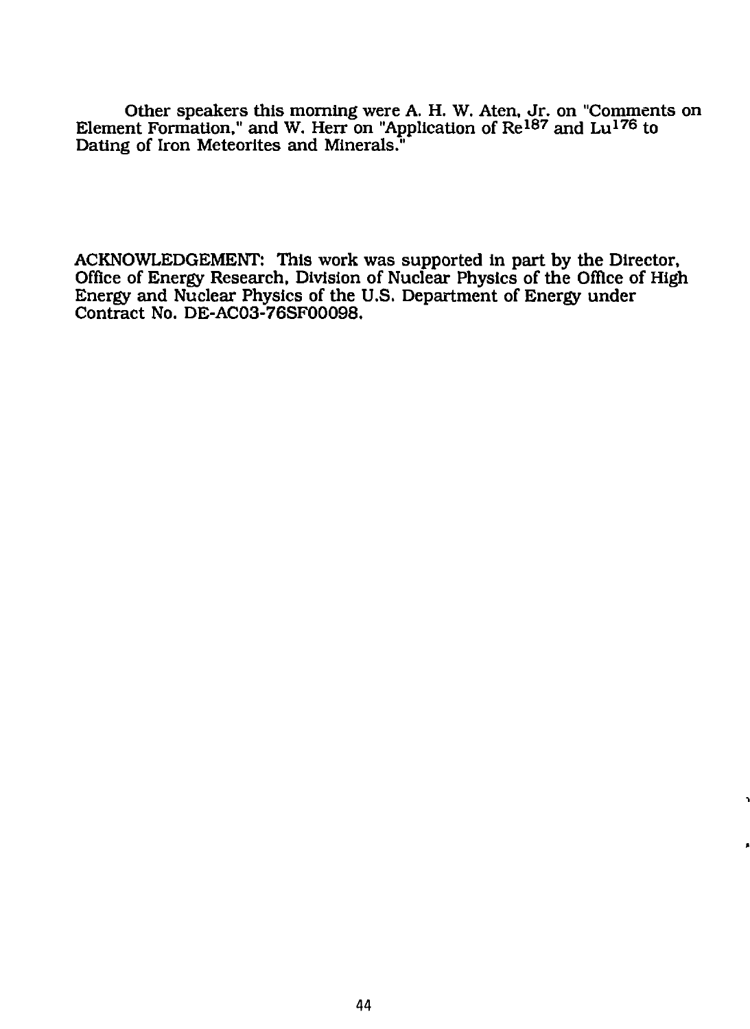Other speakers this morning were A. H. W. Aten, Jr. on "Comments on Element Formation," and W. Herr on "Application of $Re^{187}$ and $Lu^{176}$ to Dating of Iron Meteorites and Minerals."

ACKNOWLEDGEMENT: This work was supported in part by the Director, Office of Energy Research, Division of Nuclear Physics of the Office of High Energy and Nuclear Physics of the U.S. Department of Energy under Contract No. DE-AC03-76SF00098.